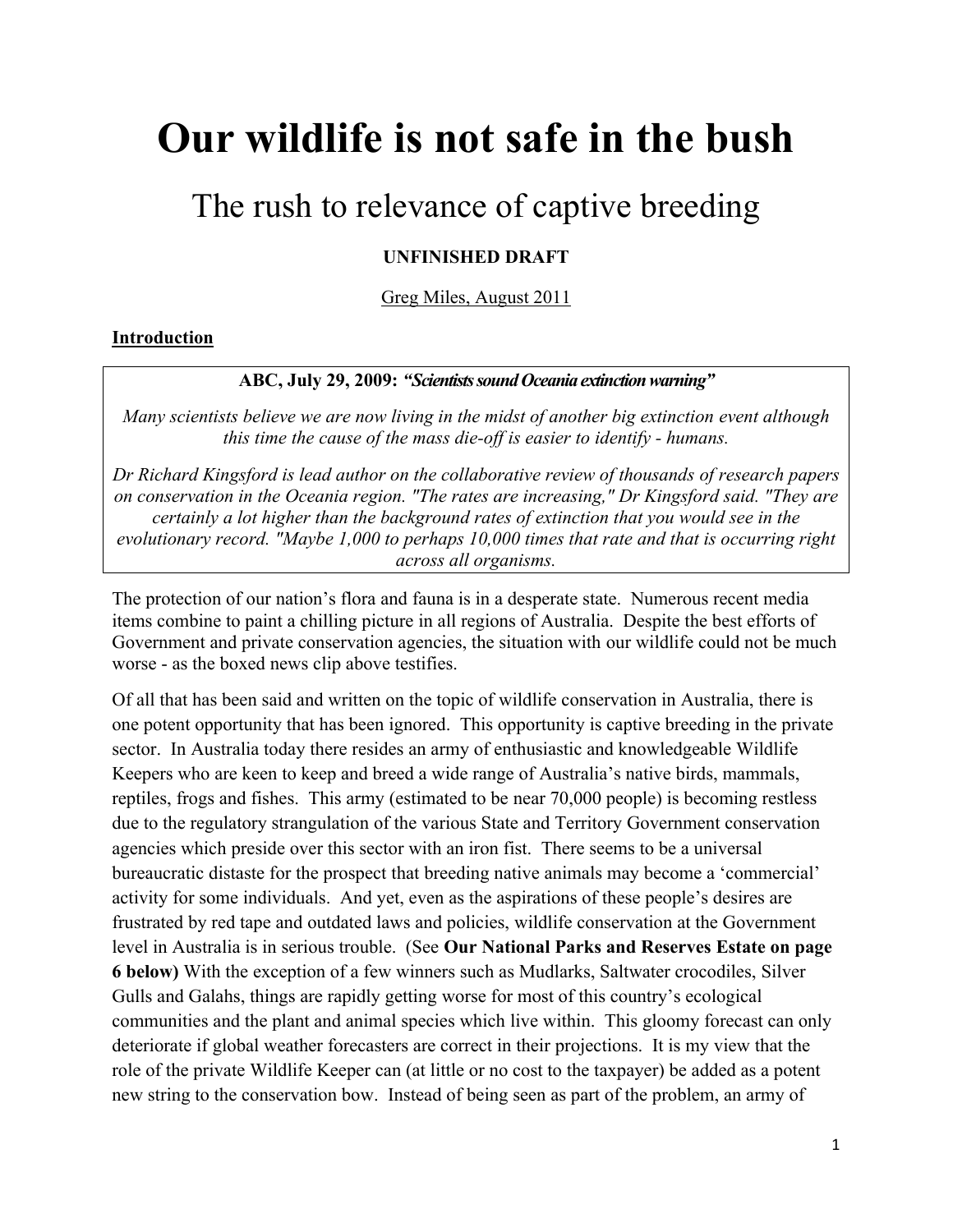# Our wildlife is not safe in the bush

## The rush to relevance of captive breeding

**UNFINISHED DRAFT**

Greg Miles, August 2011

**Introduction**

> **ABC, July 29, 2009:** ***"Scientists sound Oceania extinction warning"***
>
> *Many scientists believe we are now living in the midst of another big extinction event although this time the cause of the mass die-off is easier to identify - humans.*
>
> *Dr Richard Kingsford is lead author on the collaborative review of thousands of research papers on conservation in the Oceania region. "The rates are increasing," Dr Kingsford said. "They are certainly a lot higher than the background rates of extinction that you would see in the evolutionary record. "Maybe 1,000 to perhaps 10,000 times that rate and that is occurring right across all organisms.*

The protection of our nation's flora and fauna is in a desperate state. Numerous recent media items combine to paint a chilling picture in all regions of Australia. Despite the best efforts of Government and private conservation agencies, the situation with our wildlife could not be much worse - as the boxed news clip above testifies.

Of all that has been said and written on the topic of wildlife conservation in Australia, there is one potent opportunity that has been ignored. This opportunity is captive breeding in the private sector. In Australia today there resides an army of enthusiastic and knowledgeable Wildlife Keepers who are keen to keep and breed a wide range of Australia's native birds, mammals, reptiles, frogs and fishes. This army (estimated to be near 70,000 people) is becoming restless due to the regulatory strangulation of the various State and Territory Government conservation agencies which preside over this sector with an iron fist. There seems to be a universal bureaucratic distaste for the prospect that breeding native animals may become a 'commercial' activity for some individuals. And yet, even as the aspirations of these people's desires are frustrated by red tape and outdated laws and policies, wildlife conservation at the Government level in Australia is in serious trouble. (See **Our National Parks and Reserves Estate on page 6 below)** With the exception of a few winners such as Mudlarks, Saltwater crocodiles, Silver Gulls and Galahs, things are rapidly getting worse for most of this country's ecological communities and the plant and animal species which live within. This gloomy forecast can only deteriorate if global weather forecasters are correct in their projections. It is my view that the role of the private Wildlife Keeper can (at little or no cost to the taxpayer) be added as a potent new string to the conservation bow. Instead of being seen as part of the problem, an army of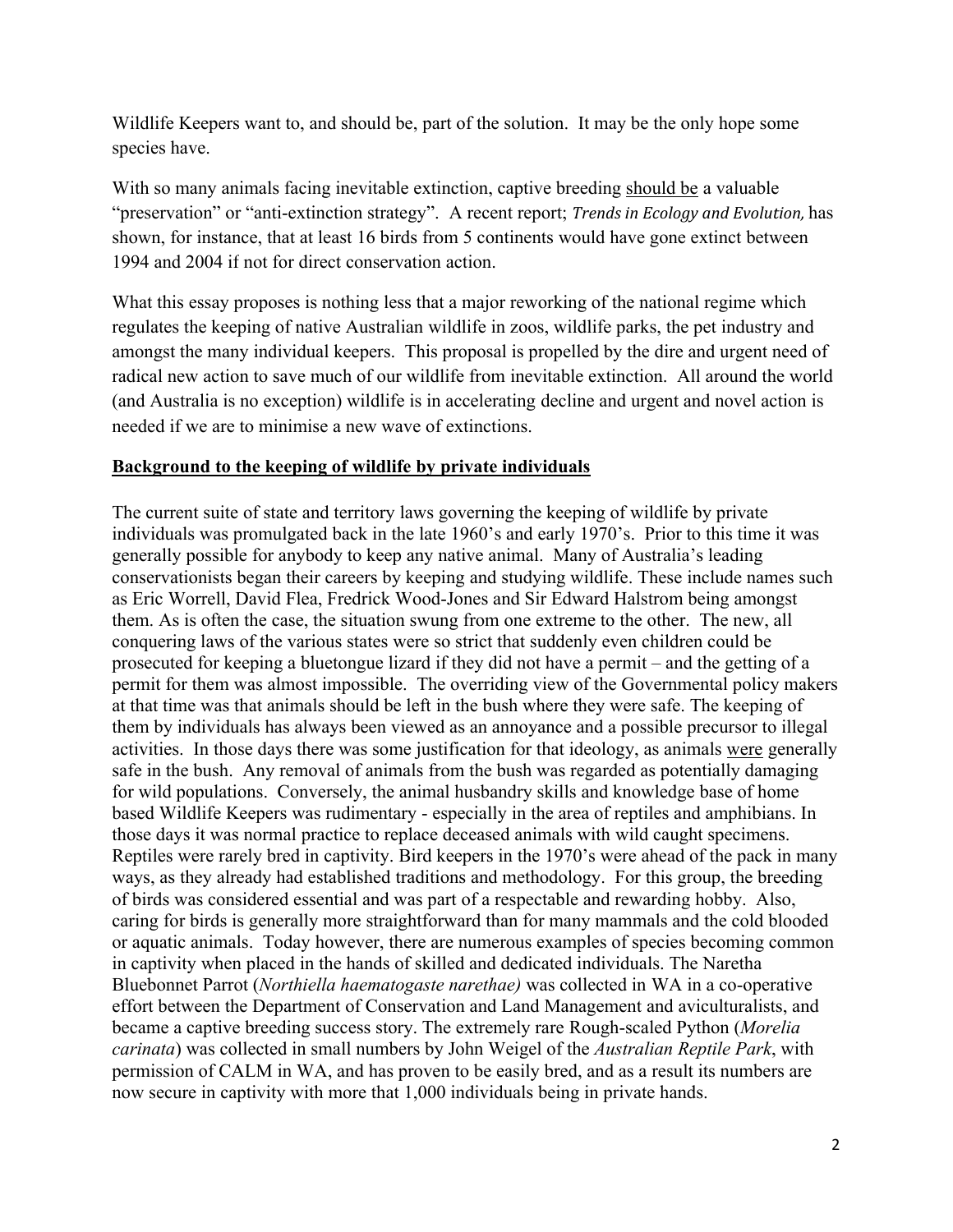Wildlife Keepers want to, and should be, part of the solution. It may be the only hope some species have.

With so many animals facing inevitable extinction, captive breeding <u>should be</u> a valuable "preservation" or "anti-extinction strategy". A recent report; *Trends in Ecology and Evolution,* has shown, for instance, that at least 16 birds from 5 continents would have gone extinct between 1994 and 2004 if not for direct conservation action.

What this essay proposes is nothing less that a major reworking of the national regime which regulates the keeping of native Australian wildlife in zoos, wildlife parks, the pet industry and amongst the many individual keepers. This proposal is propelled by the dire and urgent need of radical new action to save much of our wildlife from inevitable extinction. All around the world (and Australia is no exception) wildlife is in accelerating decline and urgent and novel action is needed if we are to minimise a new wave of extinctions.

## <u>Background to the keeping of wildlife by private individuals</u>

The current suite of state and territory laws governing the keeping of wildlife by private individuals was promulgated back in the late 1960's and early 1970's. Prior to this time it was generally possible for anybody to keep any native animal. Many of Australia's leading conservationists began their careers by keeping and studying wildlife. These include names such as Eric Worrell, David Flea, Fredrick Wood-Jones and Sir Edward Halstrom being amongst them. As is often the case, the situation swung from one extreme to the other. The new, all conquering laws of the various states were so strict that suddenly even children could be prosecuted for keeping a bluetongue lizard if they did not have a permit – and the getting of a permit for them was almost impossible. The overriding view of the Governmental policy makers at that time was that animals should be left in the bush where they were safe. The keeping of them by individuals has always been viewed as an annoyance and a possible precursor to illegal activities. In those days there was some justification for that ideology, as animals <u>were</u> generally safe in the bush. Any removal of animals from the bush was regarded as potentially damaging for wild populations. Conversely, the animal husbandry skills and knowledge base of home based Wildlife Keepers was rudimentary - especially in the area of reptiles and amphibians. In those days it was normal practice to replace deceased animals with wild caught specimens. Reptiles were rarely bred in captivity. Bird keepers in the 1970's were ahead of the pack in many ways, as they already had established traditions and methodology. For this group, the breeding of birds was considered essential and was part of a respectable and rewarding hobby. Also, caring for birds is generally more straightforward than for many mammals and the cold blooded or aquatic animals. Today however, there are numerous examples of species becoming common in captivity when placed in the hands of skilled and dedicated individuals. The Naretha Bluebonnet Parrot (*Northiella haematogaste narethae)* was collected in WA in a co-operative effort between the Department of Conservation and Land Management and aviculturalists, and became a captive breeding success story. The extremely rare Rough-scaled Python (*Morelia carinata*) was collected in small numbers by John Weigel of the *Australian Reptile Park*, with permission of CALM in WA, and has proven to be easily bred, and as a result its numbers are now secure in captivity with more that 1,000 individuals being in private hands.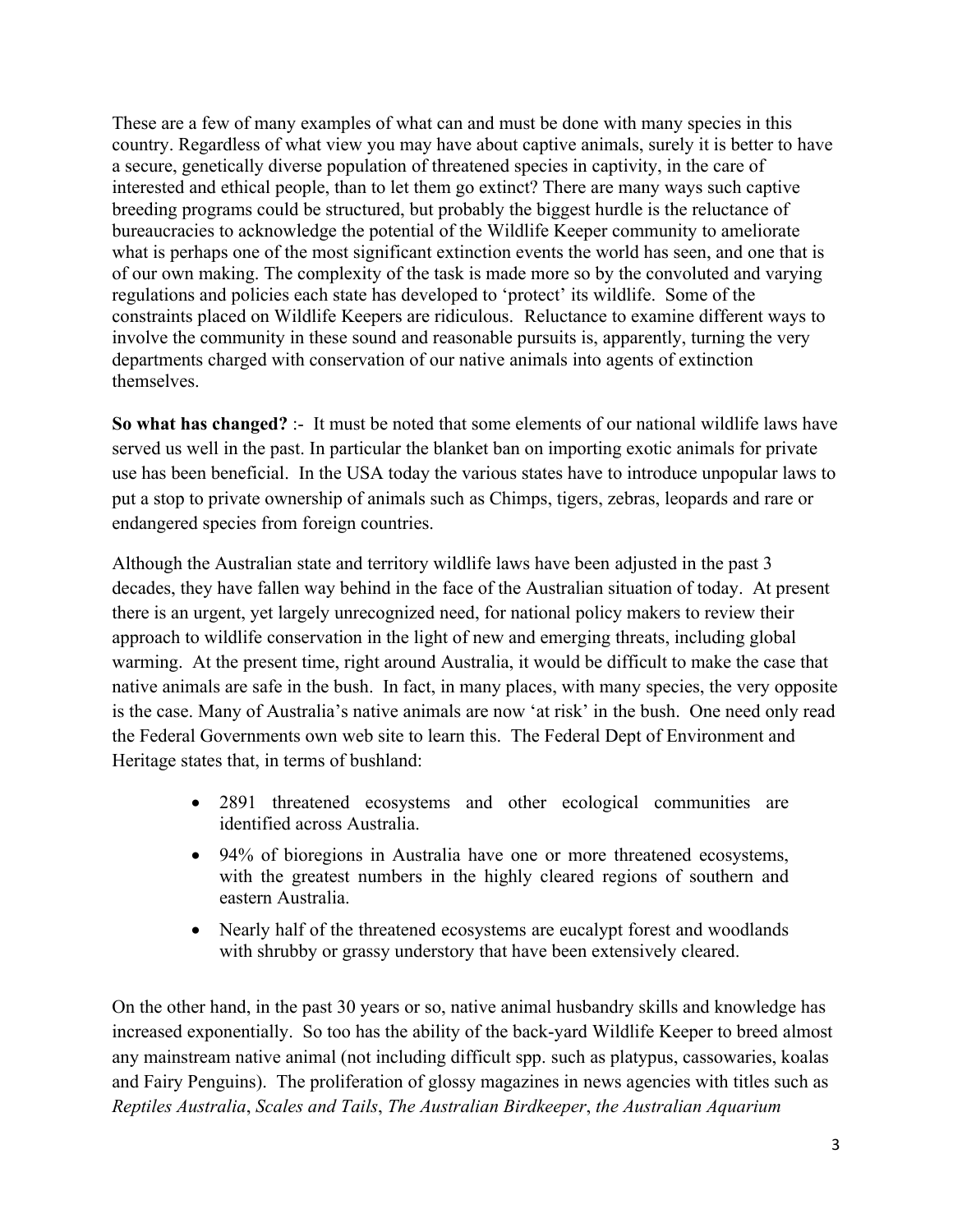These are a few of many examples of what can and must be done with many species in this country. Regardless of what view you may have about captive animals, surely it is better to have a secure, genetically diverse population of threatened species in captivity, in the care of interested and ethical people, than to let them go extinct? There are many ways such captive breeding programs could be structured, but probably the biggest hurdle is the reluctance of bureaucracies to acknowledge the potential of the Wildlife Keeper community to ameliorate what is perhaps one of the most significant extinction events the world has seen, and one that is of our own making. The complexity of the task is made more so by the convoluted and varying regulations and policies each state has developed to 'protect' its wildlife. Some of the constraints placed on Wildlife Keepers are ridiculous. Reluctance to examine different ways to involve the community in these sound and reasonable pursuits is, apparently, turning the very departments charged with conservation of our native animals into agents of extinction themselves.

**So what has changed?** :- It must be noted that some elements of our national wildlife laws have served us well in the past. In particular the blanket ban on importing exotic animals for private use has been beneficial. In the USA today the various states have to introduce unpopular laws to put a stop to private ownership of animals such as Chimps, tigers, zebras, leopards and rare or endangered species from foreign countries.

Although the Australian state and territory wildlife laws have been adjusted in the past 3 decades, they have fallen way behind in the face of the Australian situation of today. At present there is an urgent, yet largely unrecognized need, for national policy makers to review their approach to wildlife conservation in the light of new and emerging threats, including global warming. At the present time, right around Australia, it would be difficult to make the case that native animals are safe in the bush. In fact, in many places, with many species, the very opposite is the case. Many of Australia's native animals are now 'at risk' in the bush. One need only read the Federal Governments own web site to learn this. The Federal Dept of Environment and Heritage states that, in terms of bushland:

- 2891 threatened ecosystems and other ecological communities are identified across Australia.
- 94% of bioregions in Australia have one or more threatened ecosystems, with the greatest numbers in the highly cleared regions of southern and eastern Australia.
- Nearly half of the threatened ecosystems are eucalypt forest and woodlands with shrubby or grassy understory that have been extensively cleared.

On the other hand, in the past 30 years or so, native animal husbandry skills and knowledge has increased exponentially. So too has the ability of the back-yard Wildlife Keeper to breed almost any mainstream native animal (not including difficult spp. such as platypus, cassowaries, koalas and Fairy Penguins). The proliferation of glossy magazines in news agencies with titles such as *Reptiles Australia*, *Scales and Tails*, *The Australian Birdkeeper*, *the Australian Aquarium*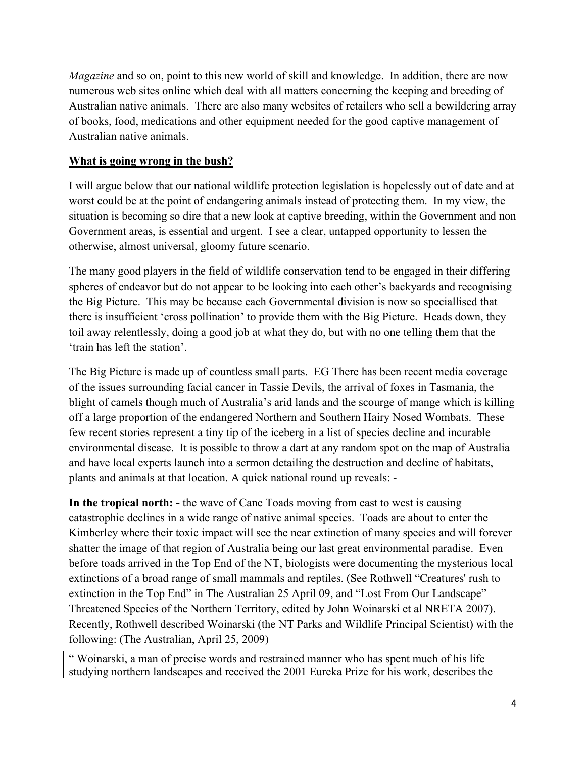*Magazine* and so on, point to this new world of skill and knowledge. In addition, there are now numerous web sites online which deal with all matters concerning the keeping and breeding of Australian native animals. There are also many websites of retailers who sell a bewildering array of books, food, medications and other equipment needed for the good captive management of Australian native animals.

**<u>What is going wrong in the bush?</u>**

I will argue below that our national wildlife protection legislation is hopelessly out of date and at worst could be at the point of endangering animals instead of protecting them. In my view, the situation is becoming so dire that a new look at captive breeding, within the Government and non Government areas, is essential and urgent. I see a clear, untapped opportunity to lessen the otherwise, almost universal, gloomy future scenario.

The many good players in the field of wildlife conservation tend to be engaged in their differing spheres of endeavor but do not appear to be looking into each other's backyards and recognising the Big Picture. This may be because each Governmental division is now so speciallised that there is insufficient 'cross pollination' to provide them with the Big Picture. Heads down, they toil away relentlessly, doing a good job at what they do, but with no one telling them that the 'train has left the station'.

The Big Picture is made up of countless small parts. EG There has been recent media coverage of the issues surrounding facial cancer in Tassie Devils, the arrival of foxes in Tasmania, the blight of camels though much of Australia's arid lands and the scourge of mange which is killing off a large proportion of the endangered Northern and Southern Hairy Nosed Wombats. These few recent stories represent a tiny tip of the iceberg in a list of species decline and incurable environmental disease. It is possible to throw a dart at any random spot on the map of Australia and have local experts launch into a sermon detailing the destruction and decline of habitats, plants and animals at that location. A quick national round up reveals: -

**In the tropical north: -** the wave of Cane Toads moving from east to west is causing catastrophic declines in a wide range of native animal species. Toads are about to enter the Kimberley where their toxic impact will see the near extinction of many species and will forever shatter the image of that region of Australia being our last great environmental paradise. Even before toads arrived in the Top End of the NT, biologists were documenting the mysterious local extinctions of a broad range of small mammals and reptiles. (See Rothwell "Creatures' rush to extinction in the Top End" in The Australian 25 April 09, and "Lost From Our Landscape" Threatened Species of the Northern Territory, edited by John Woinarski et al NRETA 2007). Recently, Rothwell described Woinarski (the NT Parks and Wildlife Principal Scientist) with the following: (The Australian, April 25, 2009)

> " Woinarski, a man of precise words and restrained manner who has spent much of his life studying northern landscapes and received the 2001 Eureka Prize for his work, describes the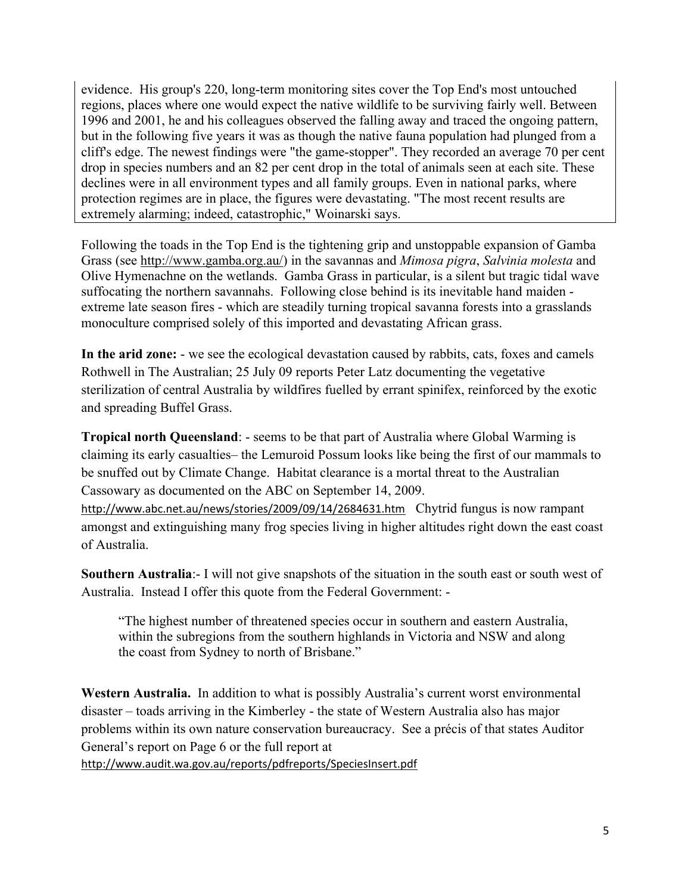evidence. His group's 220, long-term monitoring sites cover the Top End's most untouched regions, places where one would expect the native wildlife to be surviving fairly well. Between 1996 and 2001, he and his colleagues observed the falling away and traced the ongoing pattern, but in the following five years it was as though the native fauna population had plunged from a cliff's edge. The newest findings were "the game-stopper". They recorded an average 70 per cent drop in species numbers and an 82 per cent drop in the total of animals seen at each site. These declines were in all environment types and all family groups. Even in national parks, where protection regimes are in place, the figures were devastating. "The most recent results are extremely alarming; indeed, catastrophic," Woinarski says.

Following the toads in the Top End is the tightening grip and unstoppable expansion of Gamba Grass (see http://www.gamba.org.au/) in the savannas and *Mimosa pigra*, *Salvinia molesta* and Olive Hymenachne on the wetlands. Gamba Grass in particular, is a silent but tragic tidal wave suffocating the northern savannahs. Following close behind is its inevitable hand maiden - extreme late season fires - which are steadily turning tropical savanna forests into a grasslands monoculture comprised solely of this imported and devastating African grass.

**In the arid zone:** - we see the ecological devastation caused by rabbits, cats, foxes and camels Rothwell in The Australian; 25 July 09 reports Peter Latz documenting the vegetative sterilization of central Australia by wildfires fuelled by errant spinifex, reinforced by the exotic and spreading Buffel Grass.

**Tropical north Queensland**: - seems to be that part of Australia where Global Warming is claiming its early casualties– the Lemuroid Possum looks like being the first of our mammals to be snuffed out by Climate Change. Habitat clearance is a mortal threat to the Australian Cassowary as documented on the ABC on September 14, 2009. http://www.abc.net.au/news/stories/2009/09/14/2684631.htm Chytrid fungus is now rampant amongst and extinguishing many frog species living in higher altitudes right down the east coast of Australia.

**Southern Australia**:- I will not give snapshots of the situation in the south east or south west of Australia. Instead I offer this quote from the Federal Government: -

> "The highest number of threatened species occur in southern and eastern Australia, within the subregions from the southern highlands in Victoria and NSW and along the coast from Sydney to north of Brisbane."

**Western Australia.** In addition to what is possibly Australia's current worst environmental disaster – toads arriving in the Kimberley - the state of Western Australia also has major problems within its own nature conservation bureaucracy. See a précis of that states Auditor General's report on Page 6 or the full report at http://www.audit.wa.gov.au/reports/pdfreports/SpeciesInsert.pdf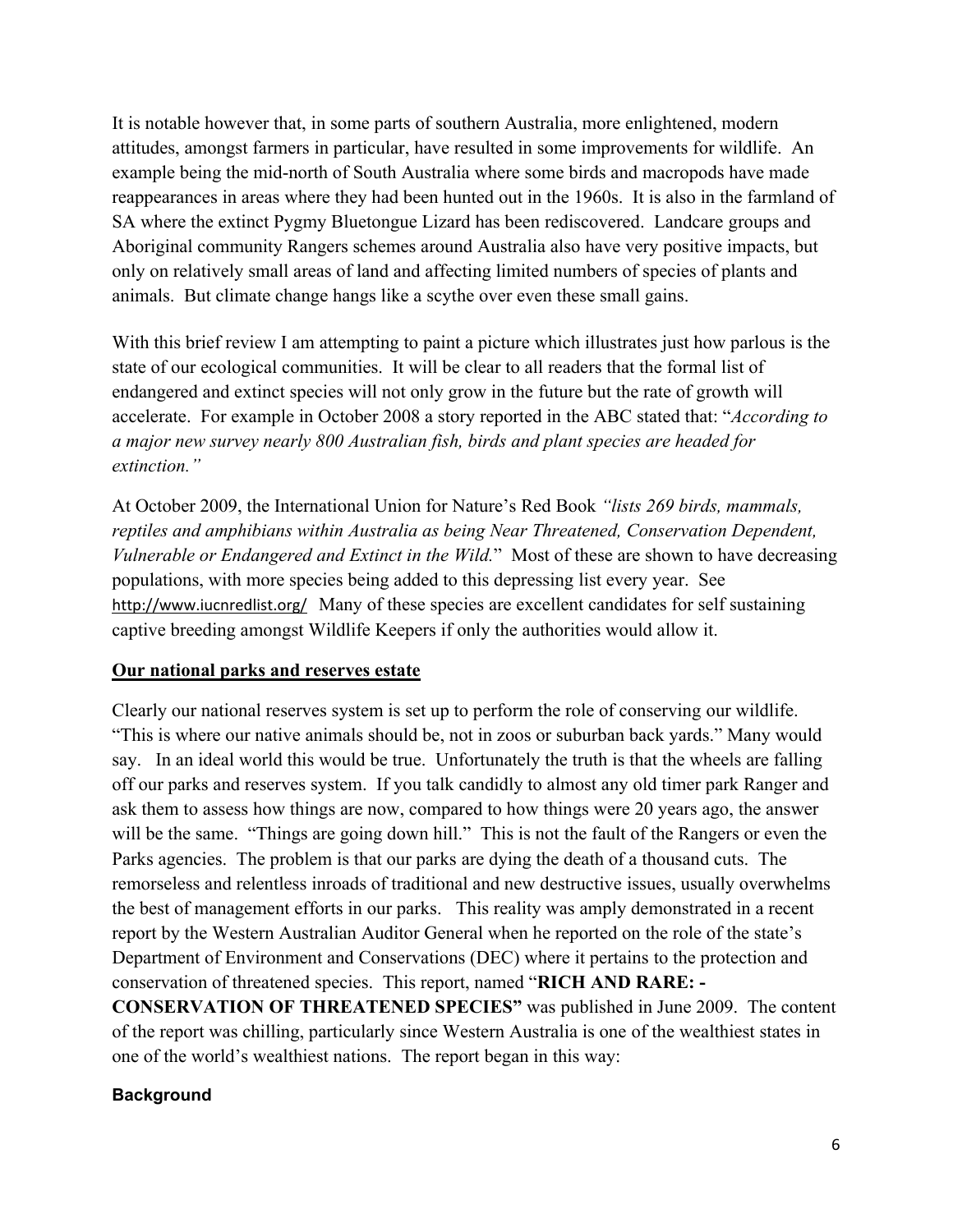It is notable however that, in some parts of southern Australia, more enlightened, modern attitudes, amongst farmers in particular, have resulted in some improvements for wildlife. An example being the mid-north of South Australia where some birds and macropods have made reappearances in areas where they had been hunted out in the 1960s. It is also in the farmland of SA where the extinct Pygmy Bluetongue Lizard has been rediscovered. Landcare groups and Aboriginal community Rangers schemes around Australia also have very positive impacts, but only on relatively small areas of land and affecting limited numbers of species of plants and animals. But climate change hangs like a scythe over even these small gains.

With this brief review I am attempting to paint a picture which illustrates just how parlous is the state of our ecological communities. It will be clear to all readers that the formal list of endangered and extinct species will not only grow in the future but the rate of growth will accelerate. For example in October 2008 a story reported in the ABC stated that: "*According to a major new survey nearly 800 Australian fish, birds and plant species are headed for extinction."*

At October 2009, the International Union for Nature's Red Book *"lists 269 birds, mammals, reptiles and amphibians within Australia as being Near Threatened, Conservation Dependent, Vulnerable or Endangered and Extinct in the Wild.*" Most of these are shown to have decreasing populations, with more species being added to this depressing list every year. See http://www.iucnredlist.org/ Many of these species are excellent candidates for self sustaining captive breeding amongst Wildlife Keepers if only the authorities would allow it.

## Our national parks and reserves estate

Clearly our national reserves system is set up to perform the role of conserving our wildlife. "This is where our native animals should be, not in zoos or suburban back yards." Many would say. In an ideal world this would be true. Unfortunately the truth is that the wheels are falling off our parks and reserves system. If you talk candidly to almost any old timer park Ranger and ask them to assess how things are now, compared to how things were 20 years ago, the answer will be the same. "Things are going down hill." This is not the fault of the Rangers or even the Parks agencies. The problem is that our parks are dying the death of a thousand cuts. The remorseless and relentless inroads of traditional and new destructive issues, usually overwhelms the best of management efforts in our parks. This reality was amply demonstrated in a recent report by the Western Australian Auditor General when he reported on the role of the state's Department of Environment and Conservations (DEC) where it pertains to the protection and conservation of threatened species. This report, named "**RICH AND RARE: - CONSERVATION OF THREATENED SPECIES"** was published in June 2009. The content of the report was chilling, particularly since Western Australia is one of the wealthiest states in one of the world's wealthiest nations. The report began in this way:

### Background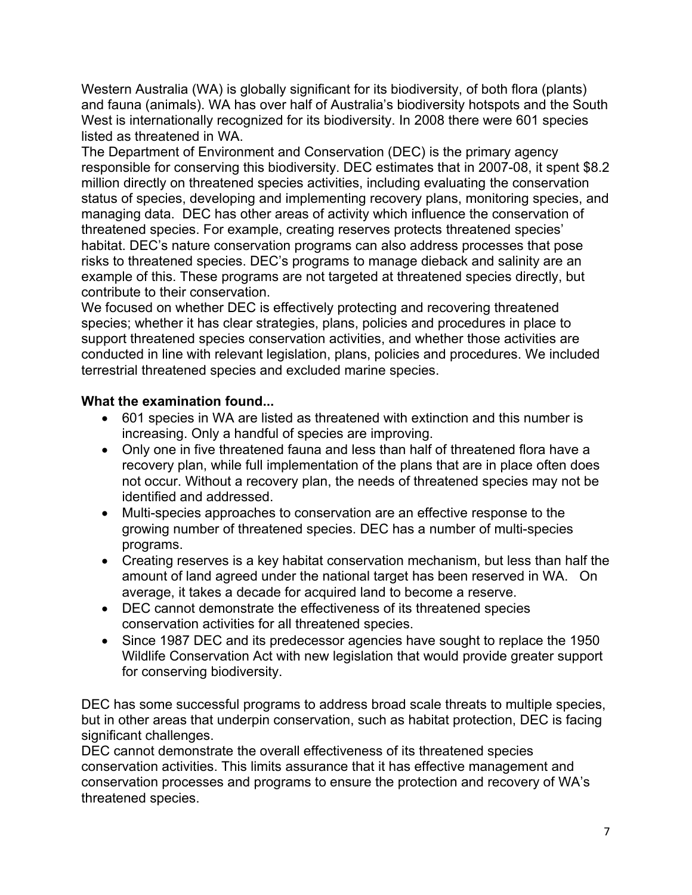Western Australia (WA) is globally significant for its biodiversity, of both flora (plants) and fauna (animals). WA has over half of Australia's biodiversity hotspots and the South West is internationally recognized for its biodiversity. In 2008 there were 601 species listed as threatened in WA.

The Department of Environment and Conservation (DEC) is the primary agency responsible for conserving this biodiversity. DEC estimates that in 2007-08, it spent $8.2 million directly on threatened species activities, including evaluating the conservation status of species, developing and implementing recovery plans, monitoring species, and managing data. DEC has other areas of activity which influence the conservation of threatened species. For example, creating reserves protects threatened species' habitat. DEC's nature conservation programs can also address processes that pose risks to threatened species. DEC's programs to manage dieback and salinity are an example of this. These programs are not targeted at threatened species directly, but contribute to their conservation.

We focused on whether DEC is effectively protecting and recovering threatened species; whether it has clear strategies, plans, policies and procedures in place to support threatened species conservation activities, and whether those activities are conducted in line with relevant legislation, plans, policies and procedures. We included terrestrial threatened species and excluded marine species.

**What the examination found...**

- 601 species in WA are listed as threatened with extinction and this number is increasing. Only a handful of species are improving.
- Only one in five threatened fauna and less than half of threatened flora have a recovery plan, while full implementation of the plans that are in place often does not occur. Without a recovery plan, the needs of threatened species may not be identified and addressed.
- Multi-species approaches to conservation are an effective response to the growing number of threatened species. DEC has a number of multi-species programs.
- Creating reserves is a key habitat conservation mechanism, but less than half the amount of land agreed under the national target has been reserved in WA. On average, it takes a decade for acquired land to become a reserve.
- DEC cannot demonstrate the effectiveness of its threatened species conservation activities for all threatened species.
- Since 1987 DEC and its predecessor agencies have sought to replace the 1950 Wildlife Conservation Act with new legislation that would provide greater support for conserving biodiversity.

DEC has some successful programs to address broad scale threats to multiple species, but in other areas that underpin conservation, such as habitat protection, DEC is facing significant challenges.

DEC cannot demonstrate the overall effectiveness of its threatened species conservation activities. This limits assurance that it has effective management and conservation processes and programs to ensure the protection and recovery of WA's threatened species.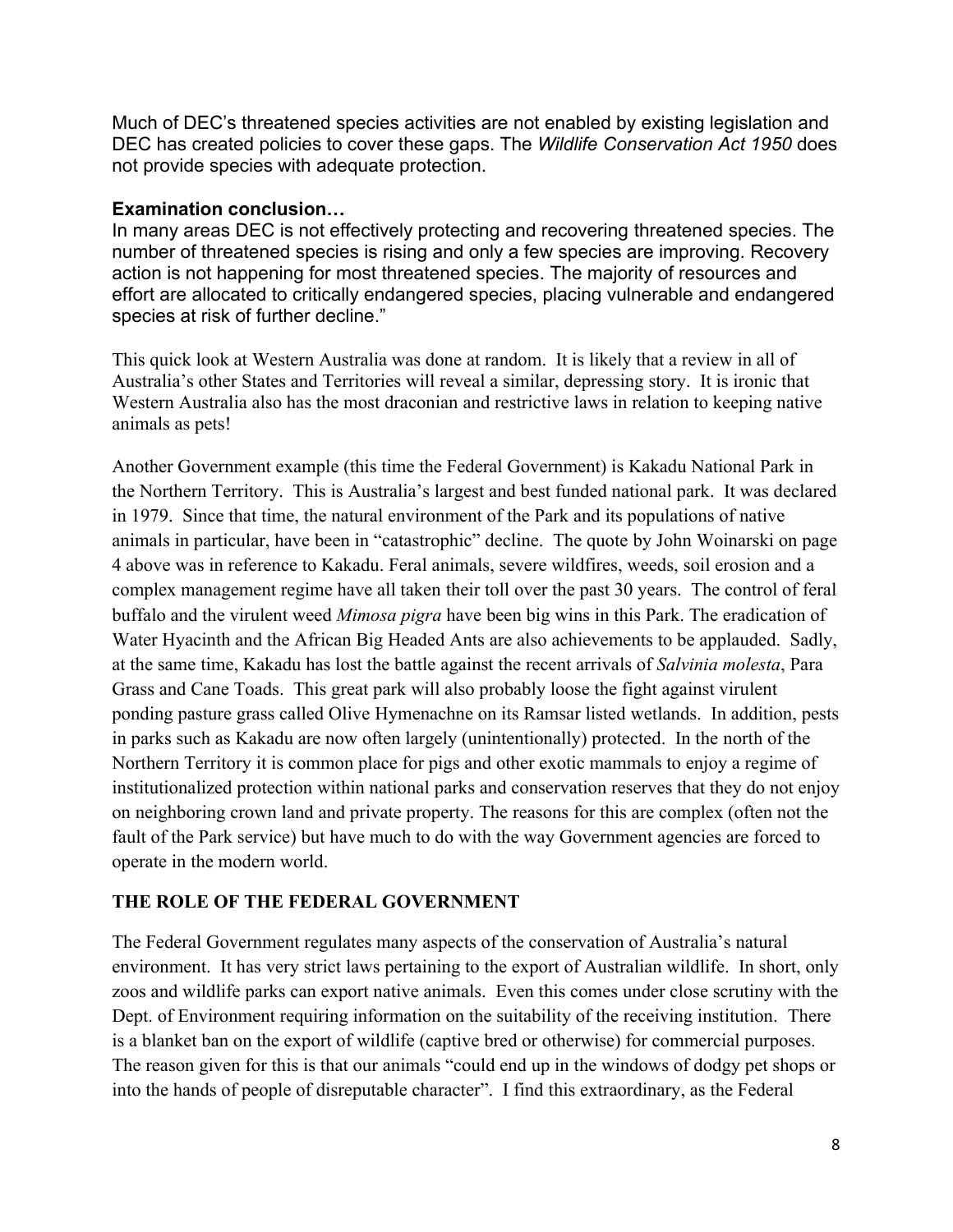Much of DEC's threatened species activities are not enabled by existing legislation and DEC has created policies to cover these gaps. The *Wildlife Conservation Act 1950* does not provide species with adequate protection.

**Examination conclusion…**

In many areas DEC is not effectively protecting and recovering threatened species. The number of threatened species is rising and only a few species are improving. Recovery action is not happening for most threatened species. The majority of resources and effort are allocated to critically endangered species, placing vulnerable and endangered species at risk of further decline."

This quick look at Western Australia was done at random. It is likely that a review in all of Australia's other States and Territories will reveal a similar, depressing story. It is ironic that Western Australia also has the most draconian and restrictive laws in relation to keeping native animals as pets!

Another Government example (this time the Federal Government) is Kakadu National Park in the Northern Territory. This is Australia's largest and best funded national park. It was declared in 1979. Since that time, the natural environment of the Park and its populations of native animals in particular, have been in "catastrophic" decline. The quote by John Woinarski on page 4 above was in reference to Kakadu. Feral animals, severe wildfires, weeds, soil erosion and a complex management regime have all taken their toll over the past 30 years. The control of feral buffalo and the virulent weed *Mimosa pigra* have been big wins in this Park. The eradication of Water Hyacinth and the African Big Headed Ants are also achievements to be applauded. Sadly, at the same time, Kakadu has lost the battle against the recent arrivals of *Salvinia molesta*, Para Grass and Cane Toads. This great park will also probably loose the fight against virulent ponding pasture grass called Olive Hymenachne on its Ramsar listed wetlands. In addition, pests in parks such as Kakadu are now often largely (unintentionally) protected. In the north of the Northern Territory it is common place for pigs and other exotic mammals to enjoy a regime of institutionalized protection within national parks and conservation reserves that they do not enjoy on neighboring crown land and private property. The reasons for this are complex (often not the fault of the Park service) but have much to do with the way Government agencies are forced to operate in the modern world.

## THE ROLE OF THE FEDERAL GOVERNMENT

The Federal Government regulates many aspects of the conservation of Australia's natural environment. It has very strict laws pertaining to the export of Australian wildlife. In short, only zoos and wildlife parks can export native animals. Even this comes under close scrutiny with the Dept. of Environment requiring information on the suitability of the receiving institution. There is a blanket ban on the export of wildlife (captive bred or otherwise) for commercial purposes. The reason given for this is that our animals "could end up in the windows of dodgy pet shops or into the hands of people of disreputable character". I find this extraordinary, as the Federal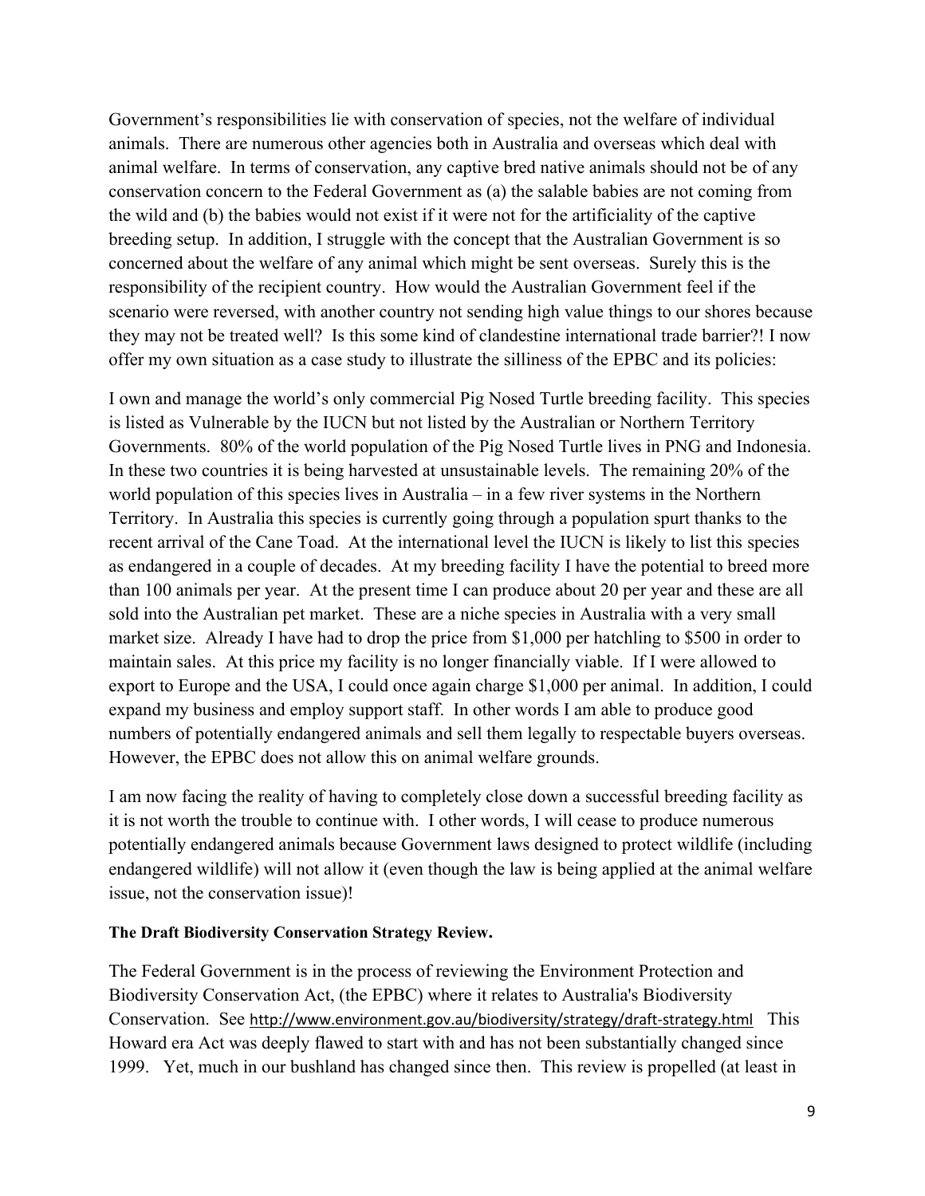Government's responsibilities lie with conservation of species, not the welfare of individual animals. There are numerous other agencies both in Australia and overseas which deal with animal welfare. In terms of conservation, any captive bred native animals should not be of any conservation concern to the Federal Government as (a) the salable babies are not coming from the wild and (b) the babies would not exist if it were not for the artificiality of the captive breeding setup. In addition, I struggle with the concept that the Australian Government is so concerned about the welfare of any animal which might be sent overseas. Surely this is the responsibility of the recipient country. How would the Australian Government feel if the scenario were reversed, with another country not sending high value things to our shores because they may not be treated well? Is this some kind of clandestine international trade barrier?! I now offer my own situation as a case study to illustrate the silliness of the EPBC and its policies:

I own and manage the world's only commercial Pig Nosed Turtle breeding facility. This species is listed as Vulnerable by the IUCN but not listed by the Australian or Northern Territory Governments. 80% of the world population of the Pig Nosed Turtle lives in PNG and Indonesia. In these two countries it is being harvested at unsustainable levels. The remaining 20% of the world population of this species lives in Australia – in a few river systems in the Northern Territory. In Australia this species is currently going through a population spurt thanks to the recent arrival of the Cane Toad. At the international level the IUCN is likely to list this species as endangered in a couple of decades. At my breeding facility I have the potential to breed more than 100 animals per year. At the present time I can produce about 20 per year and these are all sold into the Australian pet market. These are a niche species in Australia with a very small market size. Already I have had to drop the price from $1,000 per hatchling to $500 in order to maintain sales. At this price my facility is no longer financially viable. If I were allowed to export to Europe and the USA, I could once again charge $1,000 per animal. In addition, I could expand my business and employ support staff. In other words I am able to produce good numbers of potentially endangered animals and sell them legally to respectable buyers overseas. However, the EPBC does not allow this on animal welfare grounds.

I am now facing the reality of having to completely close down a successful breeding facility as it is not worth the trouble to continue with. I other words, I will cease to produce numerous potentially endangered animals because Government laws designed to protect wildlife (including endangered wildlife) will not allow it (even though the law is being applied at the animal welfare issue, not the conservation issue)!

**The Draft Biodiversity Conservation Strategy Review.**

The Federal Government is in the process of reviewing the Environment Protection and Biodiversity Conservation Act, (the EPBC) where it relates to Australia's Biodiversity Conservation. See http://www.environment.gov.au/biodiversity/strategy/draft-strategy.html This Howard era Act was deeply flawed to start with and has not been substantially changed since 1999. Yet, much in our bushland has changed since then. This review is propelled (at least in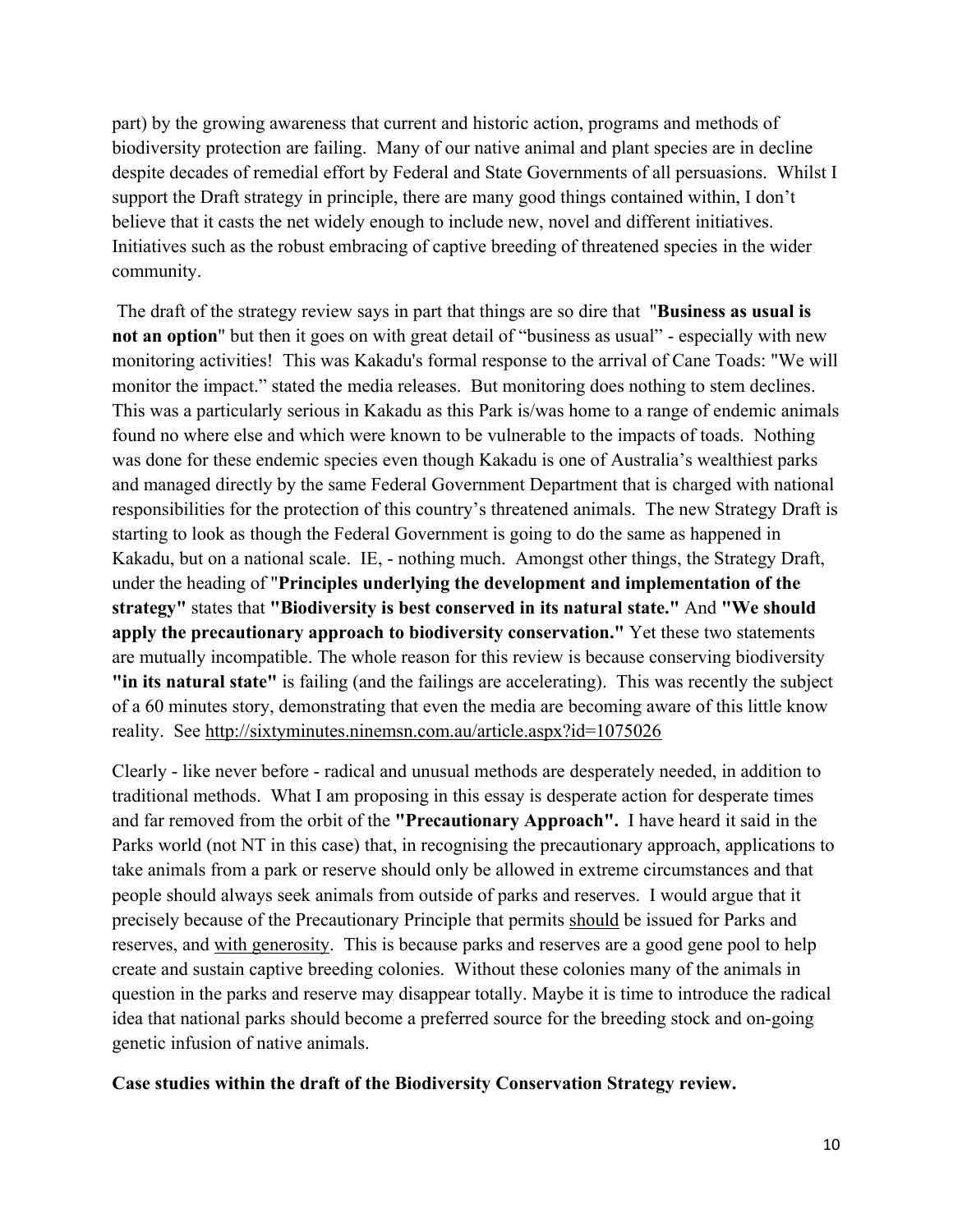part) by the growing awareness that current and historic action, programs and methods of biodiversity protection are failing. Many of our native animal and plant species are in decline despite decades of remedial effort by Federal and State Governments of all persuasions. Whilst I support the Draft strategy in principle, there are many good things contained within, I don't believe that it casts the net widely enough to include new, novel and different initiatives. Initiatives such as the robust embracing of captive breeding of threatened species in the wider community.

The draft of the strategy review says in part that things are so dire that "**Business as usual is not an option**" but then it goes on with great detail of "business as usual" - especially with new monitoring activities! This was Kakadu's formal response to the arrival of Cane Toads: "We will monitor the impact." stated the media releases. But monitoring does nothing to stem declines. This was a particularly serious in Kakadu as this Park is/was home to a range of endemic animals found no where else and which were known to be vulnerable to the impacts of toads. Nothing was done for these endemic species even though Kakadu is one of Australia's wealthiest parks and managed directly by the same Federal Government Department that is charged with national responsibilities for the protection of this country's threatened animals. The new Strategy Draft is starting to look as though the Federal Government is going to do the same as happened in Kakadu, but on a national scale. IE, - nothing much. Amongst other things, the Strategy Draft, under the heading of "**Principles underlying the development and implementation of the strategy"** states that **"Biodiversity is best conserved in its natural state."** And **"We should apply the precautionary approach to biodiversity conservation."** Yet these two statements are mutually incompatible. The whole reason for this review is because conserving biodiversity **"in its natural state"** is failing (and the failings are accelerating). This was recently the subject of a 60 minutes story, demonstrating that even the media are becoming aware of this little know reality. See http://sixtyminutes.ninemsn.com.au/article.aspx?id=1075026

Clearly - like never before - radical and unusual methods are desperately needed, in addition to traditional methods. What I am proposing in this essay is desperate action for desperate times and far removed from the orbit of the **"Precautionary Approach".** I have heard it said in the Parks world (not NT in this case) that, in recognising the precautionary approach, applications to take animals from a park or reserve should only be allowed in extreme circumstances and that people should always seek animals from outside of parks and reserves. I would argue that it precisely because of the Precautionary Principle that permits should be issued for Parks and reserves, and with generosity. This is because parks and reserves are a good gene pool to help create and sustain captive breeding colonies. Without these colonies many of the animals in question in the parks and reserve may disappear totally. Maybe it is time to introduce the radical idea that national parks should become a preferred source for the breeding stock and on-going genetic infusion of native animals.

**Case studies within the draft of the Biodiversity Conservation Strategy review.**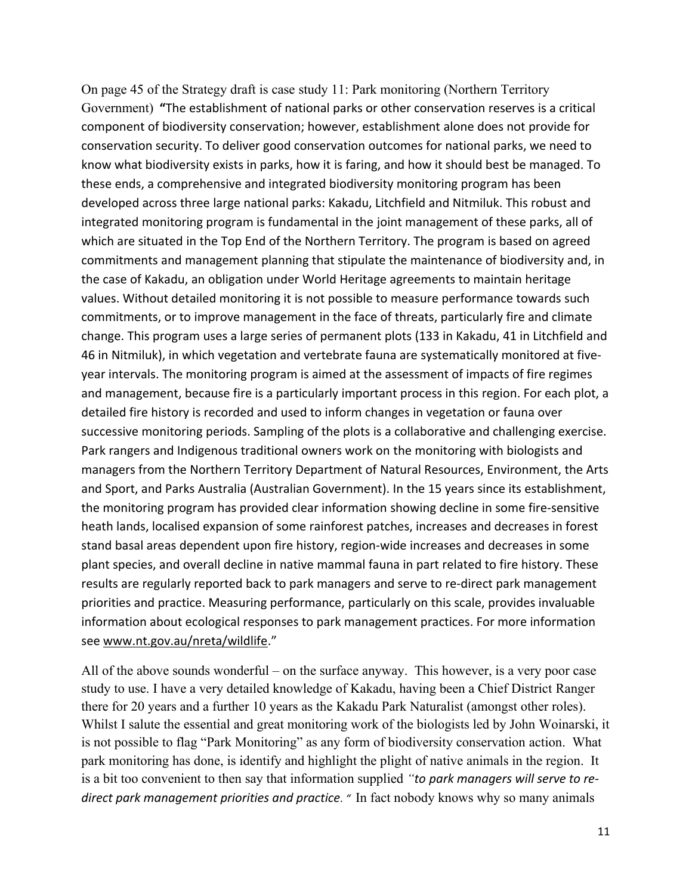On page 45 of the Strategy draft is case study 11: Park monitoring (Northern Territory Government) **"**The establishment of national parks or other conservation reserves is a critical component of biodiversity conservation; however, establishment alone does not provide for conservation security. To deliver good conservation outcomes for national parks, we need to know what biodiversity exists in parks, how it is faring, and how it should best be managed. To these ends, a comprehensive and integrated biodiversity monitoring program has been developed across three large national parks: Kakadu, Litchfield and Nitmiluk. This robust and integrated monitoring program is fundamental in the joint management of these parks, all of which are situated in the Top End of the Northern Territory. The program is based on agreed commitments and management planning that stipulate the maintenance of biodiversity and, in the case of Kakadu, an obligation under World Heritage agreements to maintain heritage values. Without detailed monitoring it is not possible to measure performance towards such commitments, or to improve management in the face of threats, particularly fire and climate change. This program uses a large series of permanent plots (133 in Kakadu, 41 in Litchfield and 46 in Nitmiluk), in which vegetation and vertebrate fauna are systematically monitored at five-year intervals. The monitoring program is aimed at the assessment of impacts of fire regimes and management, because fire is a particularly important process in this region. For each plot, a detailed fire history is recorded and used to inform changes in vegetation or fauna over successive monitoring periods. Sampling of the plots is a collaborative and challenging exercise. Park rangers and Indigenous traditional owners work on the monitoring with biologists and managers from the Northern Territory Department of Natural Resources, Environment, the Arts and Sport, and Parks Australia (Australian Government). In the 15 years since its establishment, the monitoring program has provided clear information showing decline in some fire-sensitive heath lands, localised expansion of some rainforest patches, increases and decreases in forest stand basal areas dependent upon fire history, region-wide increases and decreases in some plant species, and overall decline in native mammal fauna in part related to fire history. These results are regularly reported back to park managers and serve to re-direct park management priorities and practice. Measuring performance, particularly on this scale, provides invaluable information about ecological responses to park management practices. For more information see www.nt.gov.au/nreta/wildlife."

All of the above sounds wonderful – on the surface anyway. This however, is a very poor case study to use. I have a very detailed knowledge of Kakadu, having been a Chief District Ranger there for 20 years and a further 10 years as the Kakadu Park Naturalist (amongst other roles). Whilst I salute the essential and great monitoring work of the biologists led by John Woinarski, it is not possible to flag "Park Monitoring" as any form of biodiversity conservation action. What park monitoring has done, is identify and highlight the plight of native animals in the region. It is a bit too convenient to then say that information supplied *"to park managers will serve to re-direct park management priorities and practice."* In fact nobody knows why so many animals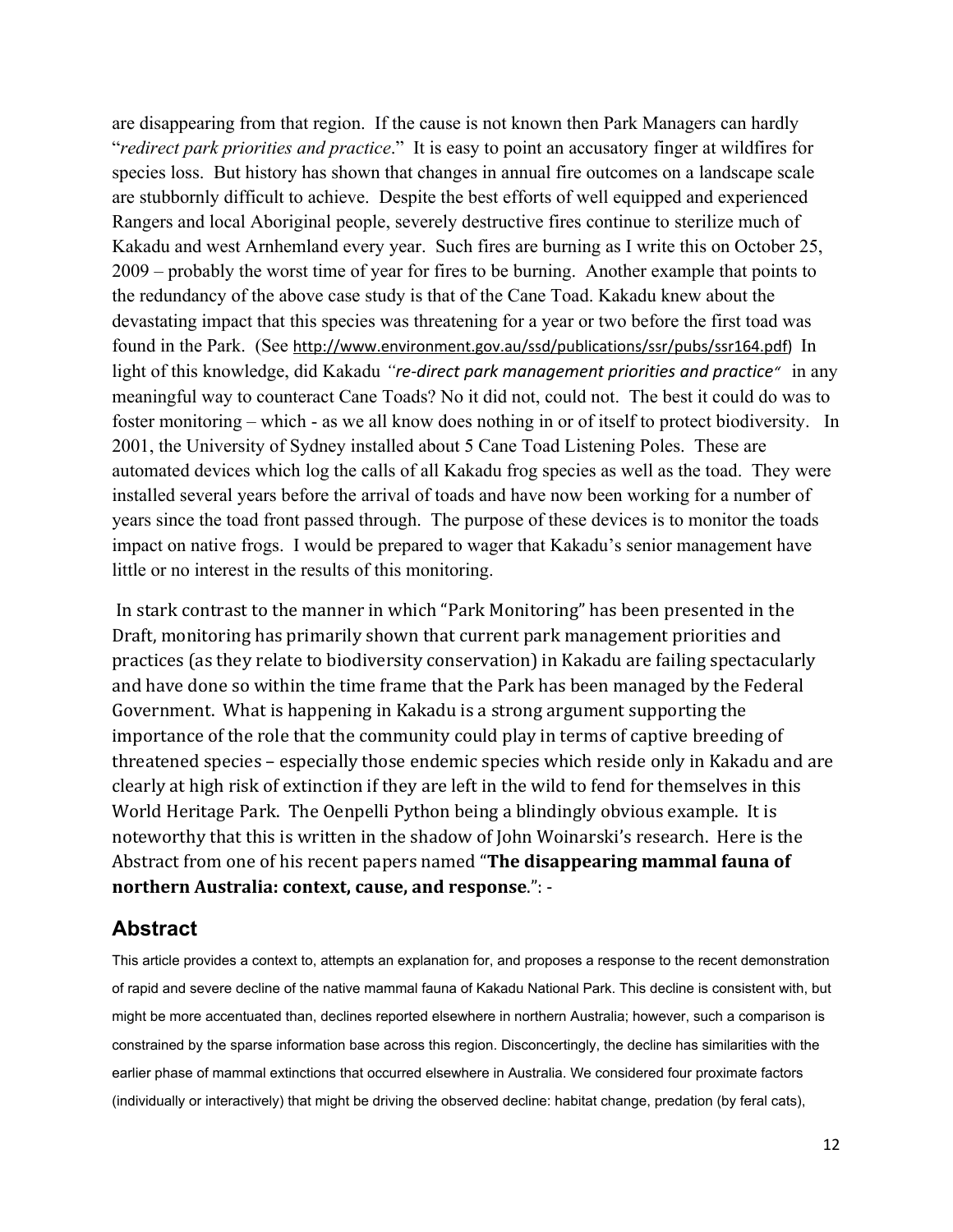are disappearing from that region. If the cause is not known then Park Managers can hardly "*redirect park priorities and practice*." It is easy to point an accusatory finger at wildfires for species loss. But history has shown that changes in annual fire outcomes on a landscape scale are stubbornly difficult to achieve. Despite the best efforts of well equipped and experienced Rangers and local Aboriginal people, severely destructive fires continue to sterilize much of Kakadu and west Arnhemland every year. Such fires are burning as I write this on October 25, 2009 – probably the worst time of year for fires to be burning. Another example that points to the redundancy of the above case study is that of the Cane Toad. Kakadu knew about the devastating impact that this species was threatening for a year or two before the first toad was found in the Park. (See http://www.environment.gov.au/ssd/publications/ssr/pubs/ssr164.pdf) In light of this knowledge, did Kakadu *"re-direct park management priorities and practice"* in any meaningful way to counteract Cane Toads? No it did not, could not. The best it could do was to foster monitoring – which - as we all know does nothing in or of itself to protect biodiversity. In 2001, the University of Sydney installed about 5 Cane Toad Listening Poles. These are automated devices which log the calls of all Kakadu frog species as well as the toad. They were installed several years before the arrival of toads and have now been working for a number of years since the toad front passed through. The purpose of these devices is to monitor the toads impact on native frogs. I would be prepared to wager that Kakadu's senior management have little or no interest in the results of this monitoring.

In stark contrast to the manner in which "Park Monitoring" has been presented in the Draft, monitoring has primarily shown that current park management priorities and practices (as they relate to biodiversity conservation) in Kakadu are failing spectacularly and have done so within the time frame that the Park has been managed by the Federal Government. What is happening in Kakadu is a strong argument supporting the importance of the role that the community could play in terms of captive breeding of threatened species – especially those endemic species which reside only in Kakadu and are clearly at high risk of extinction if they are left in the wild to fend for themselves in this World Heritage Park. The Oenpelli Python being a blindingly obvious example. It is noteworthy that this is written in the shadow of John Woinarski's research. Here is the Abstract from one of his recent papers named "**The disappearing mammal fauna of northern Australia: context, cause, and response**.": -

## Abstract

This article provides a context to, attempts an explanation for, and proposes a response to the recent demonstration of rapid and severe decline of the native mammal fauna of Kakadu National Park. This decline is consistent with, but might be more accentuated than, declines reported elsewhere in northern Australia; however, such a comparison is constrained by the sparse information base across this region. Disconcertingly, the decline has similarities with the earlier phase of mammal extinctions that occurred elsewhere in Australia. We considered four proximate factors (individually or interactively) that might be driving the observed decline: habitat change, predation (by feral cats),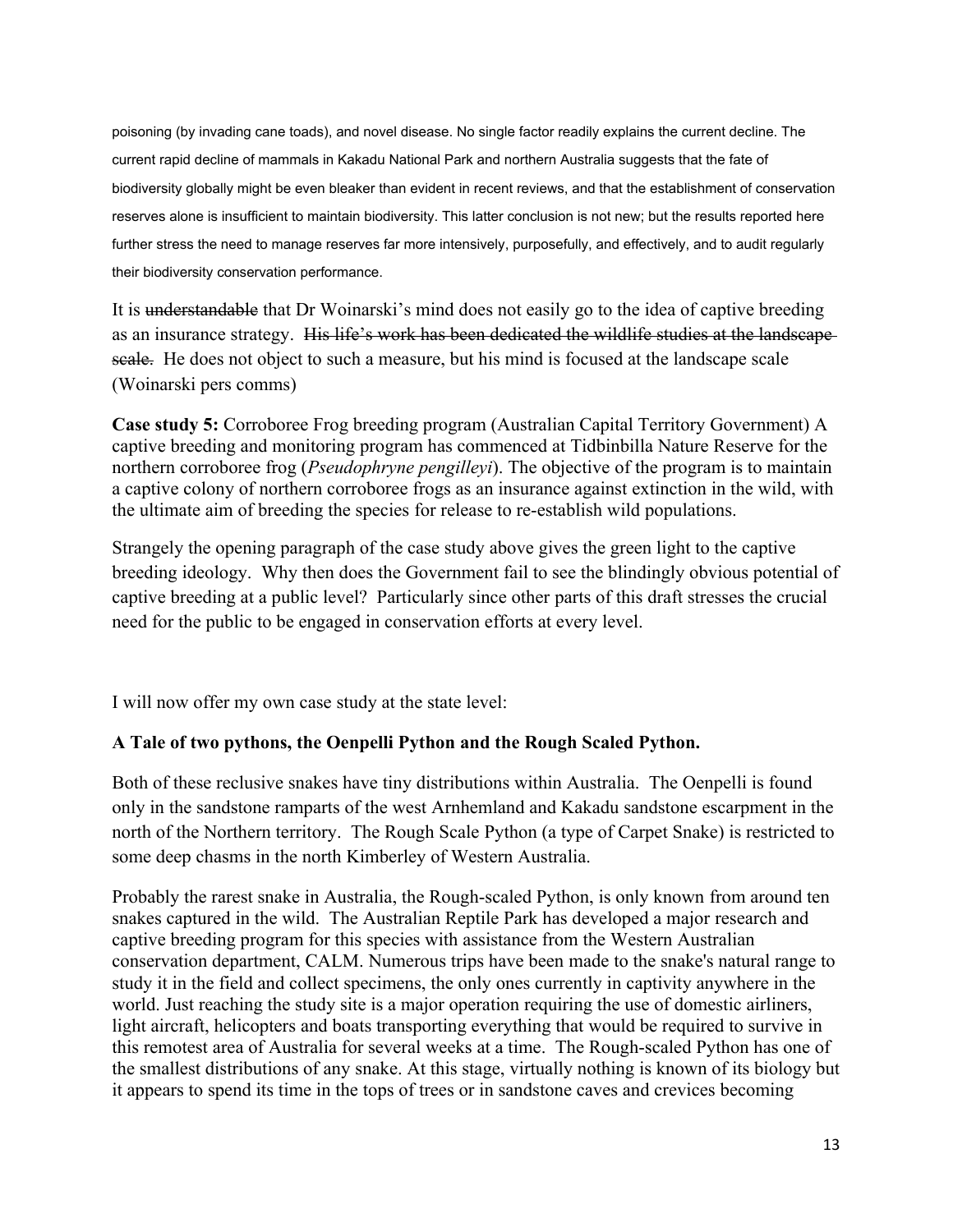poisoning (by invading cane toads), and novel disease. No single factor readily explains the current decline. The current rapid decline of mammals in Kakadu National Park and northern Australia suggests that the fate of biodiversity globally might be even bleaker than evident in recent reviews, and that the establishment of conservation reserves alone is insufficient to maintain biodiversity. This latter conclusion is not new; but the results reported here further stress the need to manage reserves far more intensively, purposefully, and effectively, and to audit regularly their biodiversity conservation performance.

It is ~~understandable~~ that Dr Woinarski's mind does not easily go to the idea of captive breeding as an insurance strategy. ~~His life's work has been dedicated the wildlife studies at the landscape scale.~~ He does not object to such a measure, but his mind is focused at the landscape scale (Woinarski pers comms)

**Case study 5:** Corroboree Frog breeding program (Australian Capital Territory Government) A captive breeding and monitoring program has commenced at Tidbinbilla Nature Reserve for the northern corroboree frog (*Pseudophryne pengilleyi*). The objective of the program is to maintain a captive colony of northern corroboree frogs as an insurance against extinction in the wild, with the ultimate aim of breeding the species for release to re-establish wild populations.

Strangely the opening paragraph of the case study above gives the green light to the captive breeding ideology. Why then does the Government fail to see the blindingly obvious potential of captive breeding at a public level? Particularly since other parts of this draft stresses the crucial need for the public to be engaged in conservation efforts at every level.

I will now offer my own case study at the state level:

**A Tale of two pythons, the Oenpelli Python and the Rough Scaled Python.**

Both of these reclusive snakes have tiny distributions within Australia. The Oenpelli is found only in the sandstone ramparts of the west Arnhemland and Kakadu sandstone escarpment in the north of the Northern territory. The Rough Scale Python (a type of Carpet Snake) is restricted to some deep chasms in the north Kimberley of Western Australia.

Probably the rarest snake in Australia, the Rough-scaled Python, is only known from around ten snakes captured in the wild. The Australian Reptile Park has developed a major research and captive breeding program for this species with assistance from the Western Australian conservation department, CALM. Numerous trips have been made to the snake's natural range to study it in the field and collect specimens, the only ones currently in captivity anywhere in the world. Just reaching the study site is a major operation requiring the use of domestic airliners, light aircraft, helicopters and boats transporting everything that would be required to survive in this remotest area of Australia for several weeks at a time. The Rough-scaled Python has one of the smallest distributions of any snake. At this stage, virtually nothing is known of its biology but it appears to spend its time in the tops of trees or in sandstone caves and crevices becoming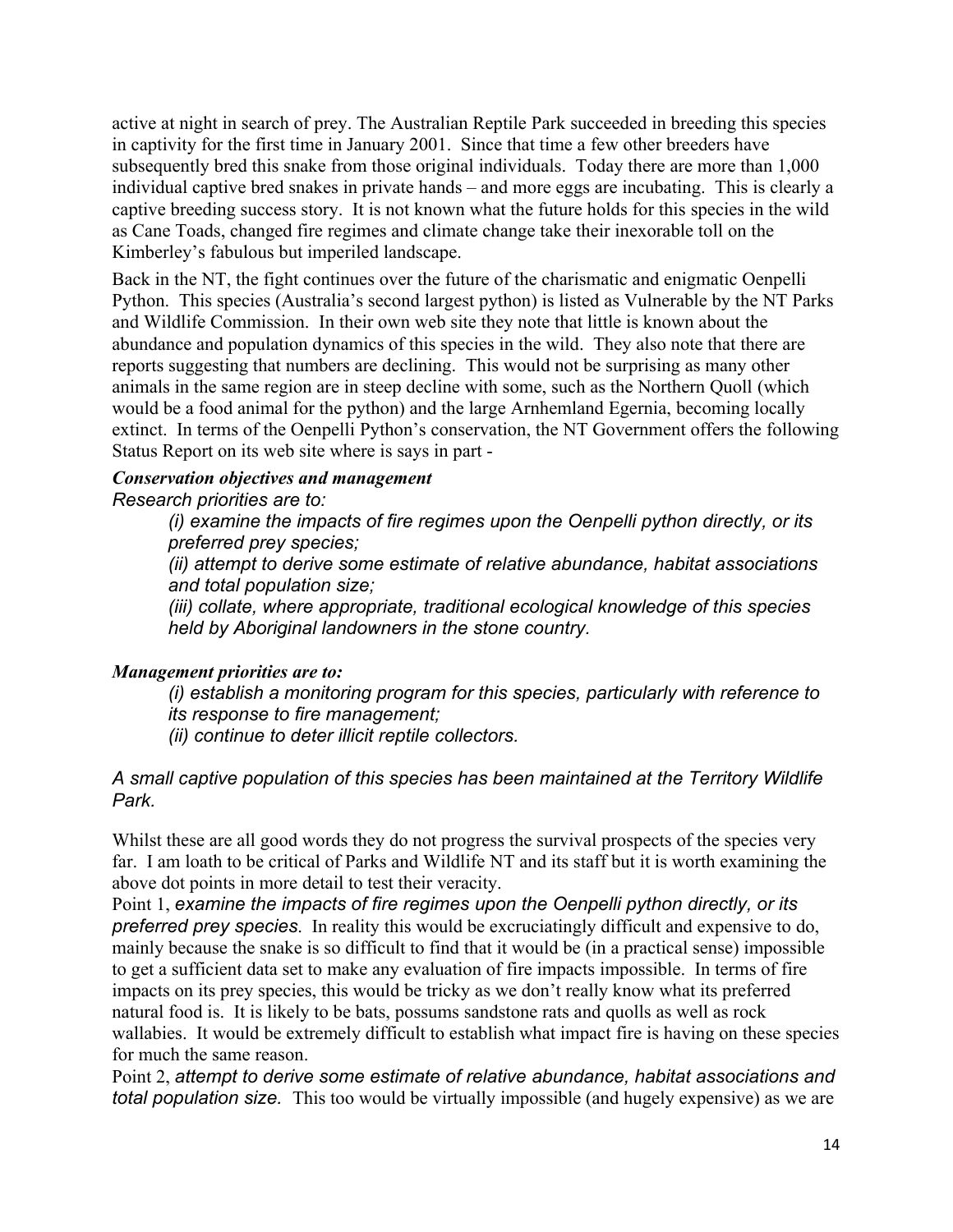active at night in search of prey. The Australian Reptile Park succeeded in breeding this species in captivity for the first time in January 2001. Since that time a few other breeders have subsequently bred this snake from those original individuals. Today there are more than 1,000 individual captive bred snakes in private hands – and more eggs are incubating. This is clearly a captive breeding success story. It is not known what the future holds for this species in the wild as Cane Toads, changed fire regimes and climate change take their inexorable toll on the Kimberley's fabulous but imperiled landscape.

Back in the NT, the fight continues over the future of the charismatic and enigmatic Oenpelli Python. This species (Australia's second largest python) is listed as Vulnerable by the NT Parks and Wildlife Commission. In their own web site they note that little is known about the abundance and population dynamics of this species in the wild. They also note that there are reports suggesting that numbers are declining. This would not be surprising as many other animals in the same region are in steep decline with some, such as the Northern Quoll (which would be a food animal for the python) and the large Arnhemland Egernia, becoming locally extinct. In terms of the Oenpelli Python's conservation, the NT Government offers the following Status Report on its web site where is says in part -

***Conservation objectives and management***

*Research priorities are to:*

> *(i) examine the impacts of fire regimes upon the Oenpelli python directly, or its preferred prey species;*
>
> *(ii) attempt to derive some estimate of relative abundance, habitat associations and total population size;*
>
> *(iii) collate, where appropriate, traditional ecological knowledge of this species held by Aboriginal landowners in the stone country.*

***Management priorities are to:***

> *(i) establish a monitoring program for this species, particularly with reference to its response to fire management;*
>
> *(ii) continue to deter illicit reptile collectors.*

*A small captive population of this species has been maintained at the Territory Wildlife Park.*

Whilst these are all good words they do not progress the survival prospects of the species very far. I am loath to be critical of Parks and Wildlife NT and its staff but it is worth examining the above dot points in more detail to test their veracity.

Point 1, *examine the impacts of fire regimes upon the Oenpelli python directly, or its preferred prey species.* In reality this would be excruciatingly difficult and expensive to do, mainly because the snake is so difficult to find that it would be (in a practical sense) impossible to get a sufficient data set to make any evaluation of fire impacts impossible. In terms of fire impacts on its prey species, this would be tricky as we don't really know what its preferred natural food is. It is likely to be bats, possums sandstone rats and quolls as well as rock wallabies. It would be extremely difficult to establish what impact fire is having on these species for much the same reason.

Point 2, *attempt to derive some estimate of relative abundance, habitat associations and total population size.* This too would be virtually impossible (and hugely expensive) as we are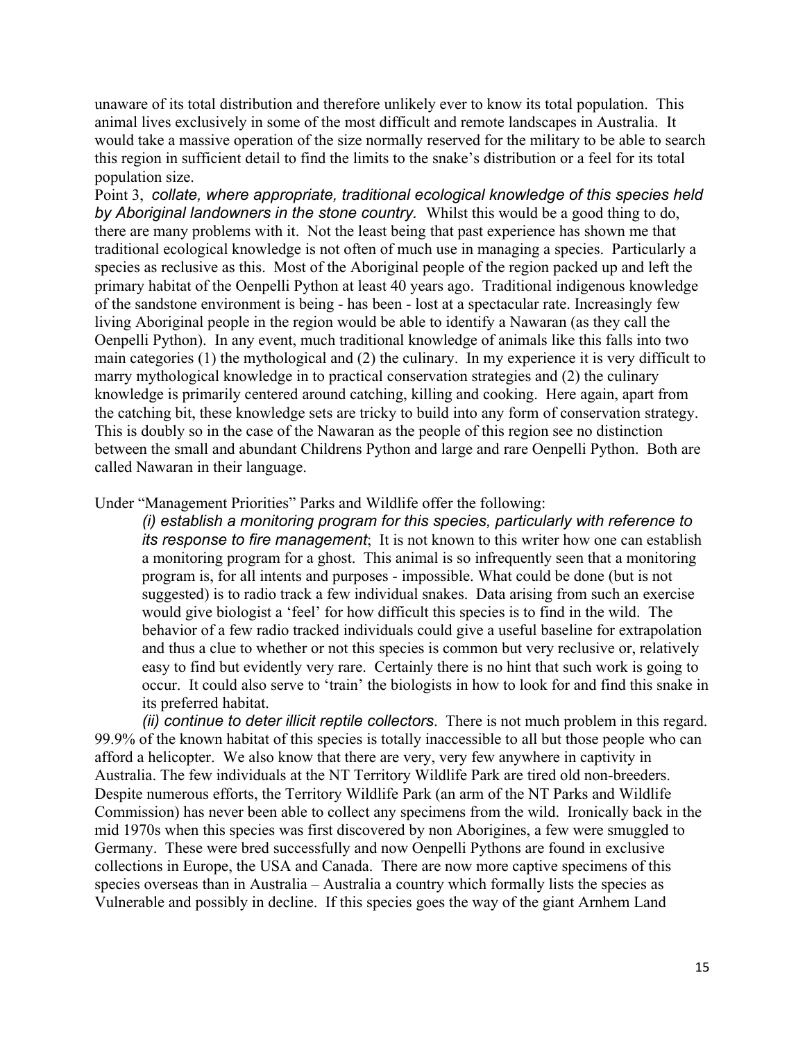unaware of its total distribution and therefore unlikely ever to know its total population. This animal lives exclusively in some of the most difficult and remote landscapes in Australia. It would take a massive operation of the size normally reserved for the military to be able to search this region in sufficient detail to find the limits to the snake's distribution or a feel for its total population size.

Point 3, *collate, where appropriate, traditional ecological knowledge of this species held by Aboriginal landowners in the stone country.* Whilst this would be a good thing to do, there are many problems with it. Not the least being that past experience has shown me that traditional ecological knowledge is not often of much use in managing a species. Particularly a species as reclusive as this. Most of the Aboriginal people of the region packed up and left the primary habitat of the Oenpelli Python at least 40 years ago. Traditional indigenous knowledge of the sandstone environment is being - has been - lost at a spectacular rate. Increasingly few living Aboriginal people in the region would be able to identify a Nawaran (as they call the Oenpelli Python). In any event, much traditional knowledge of animals like this falls into two main categories (1) the mythological and (2) the culinary. In my experience it is very difficult to marry mythological knowledge in to practical conservation strategies and (2) the culinary knowledge is primarily centered around catching, killing and cooking. Here again, apart from the catching bit, these knowledge sets are tricky to build into any form of conservation strategy. This is doubly so in the case of the Nawaran as the people of this region see no distinction between the small and abundant Childrens Python and large and rare Oenpelli Python. Both are called Nawaran in their language.

Under "Management Priorities" Parks and Wildlife offer the following:

> *(i) establish a monitoring program for this species, particularly with reference to its response to fire management*; It is not known to this writer how one can establish a monitoring program for a ghost. This animal is so infrequently seen that a monitoring program is, for all intents and purposes - impossible. What could be done (but is not suggested) is to radio track a few individual snakes. Data arising from such an exercise would give biologist a 'feel' for how difficult this species is to find in the wild. The behavior of a few radio tracked individuals could give a useful baseline for extrapolation and thus a clue to whether or not this species is common but very reclusive or, relatively easy to find but evidently very rare. Certainly there is no hint that such work is going to occur. It could also serve to 'train' the biologists in how to look for and find this snake in its preferred habitat.
>
> *(ii) continue to deter illicit reptile collectors*. There is not much problem in this regard.

99.9% of the known habitat of this species is totally inaccessible to all but those people who can afford a helicopter. We also know that there are very, very few anywhere in captivity in Australia. The few individuals at the NT Territory Wildlife Park are tired old non-breeders. Despite numerous efforts, the Territory Wildlife Park (an arm of the NT Parks and Wildlife Commission) has never been able to collect any specimens from the wild. Ironically back in the mid 1970s when this species was first discovered by non Aborigines, a few were smuggled to Germany. These were bred successfully and now Oenpelli Pythons are found in exclusive collections in Europe, the USA and Canada. There are now more captive specimens of this species overseas than in Australia – Australia a country which formally lists the species as Vulnerable and possibly in decline. If this species goes the way of the giant Arnhem Land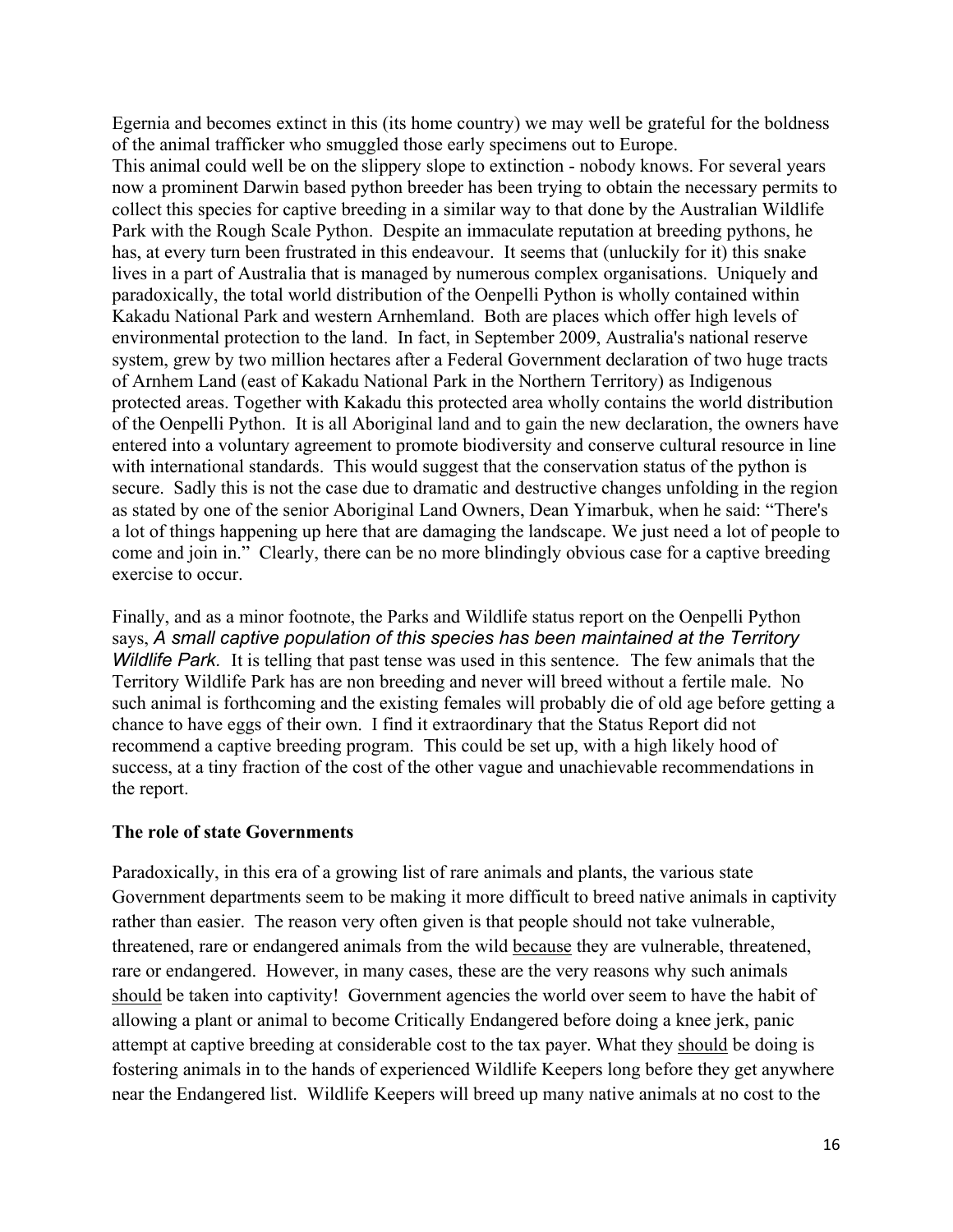Egernia and becomes extinct in this (its home country) we may well be grateful for the boldness of the animal trafficker who smuggled those early specimens out to Europe.

This animal could well be on the slippery slope to extinction - nobody knows. For several years now a prominent Darwin based python breeder has been trying to obtain the necessary permits to collect this species for captive breeding in a similar way to that done by the Australian Wildlife Park with the Rough Scale Python. Despite an immaculate reputation at breeding pythons, he has, at every turn been frustrated in this endeavour. It seems that (unluckily for it) this snake lives in a part of Australia that is managed by numerous complex organisations. Uniquely and paradoxically, the total world distribution of the Oenpelli Python is wholly contained within Kakadu National Park and western Arnhemland. Both are places which offer high levels of environmental protection to the land. In fact, in September 2009, Australia's national reserve system, grew by two million hectares after a Federal Government declaration of two huge tracts of Arnhem Land (east of Kakadu National Park in the Northern Territory) as Indigenous protected areas. Together with Kakadu this protected area wholly contains the world distribution of the Oenpelli Python. It is all Aboriginal land and to gain the new declaration, the owners have entered into a voluntary agreement to promote biodiversity and conserve cultural resource in line with international standards. This would suggest that the conservation status of the python is secure. Sadly this is not the case due to dramatic and destructive changes unfolding in the region as stated by one of the senior Aboriginal Land Owners, Dean Yimarbuk, when he said: "There's a lot of things happening up here that are damaging the landscape. We just need a lot of people to come and join in." Clearly, there can be no more blindingly obvious case for a captive breeding exercise to occur.

Finally, and as a minor footnote, the Parks and Wildlife status report on the Oenpelli Python says, *A small captive population of this species has been maintained at the Territory Wildlife Park.* It is telling that past tense was used in this sentence. The few animals that the Territory Wildlife Park has are non breeding and never will breed without a fertile male. No such animal is forthcoming and the existing females will probably die of old age before getting a chance to have eggs of their own. I find it extraordinary that the Status Report did not recommend a captive breeding program. This could be set up, with a high likely hood of success, at a tiny fraction of the cost of the other vague and unachievable recommendations in the report.

**The role of state Governments**

Paradoxically, in this era of a growing list of rare animals and plants, the various state Government departments seem to be making it more difficult to breed native animals in captivity rather than easier. The reason very often given is that people should not take vulnerable, threatened, rare or endangered animals from the wild <u>because</u> they are vulnerable, threatened, rare or endangered. However, in many cases, these are the very reasons why such animals <u>should</u> be taken into captivity! Government agencies the world over seem to have the habit of allowing a plant or animal to become Critically Endangered before doing a knee jerk, panic attempt at captive breeding at considerable cost to the tax payer. What they <u>should</u> be doing is fostering animals in to the hands of experienced Wildlife Keepers long before they get anywhere near the Endangered list. Wildlife Keepers will breed up many native animals at no cost to the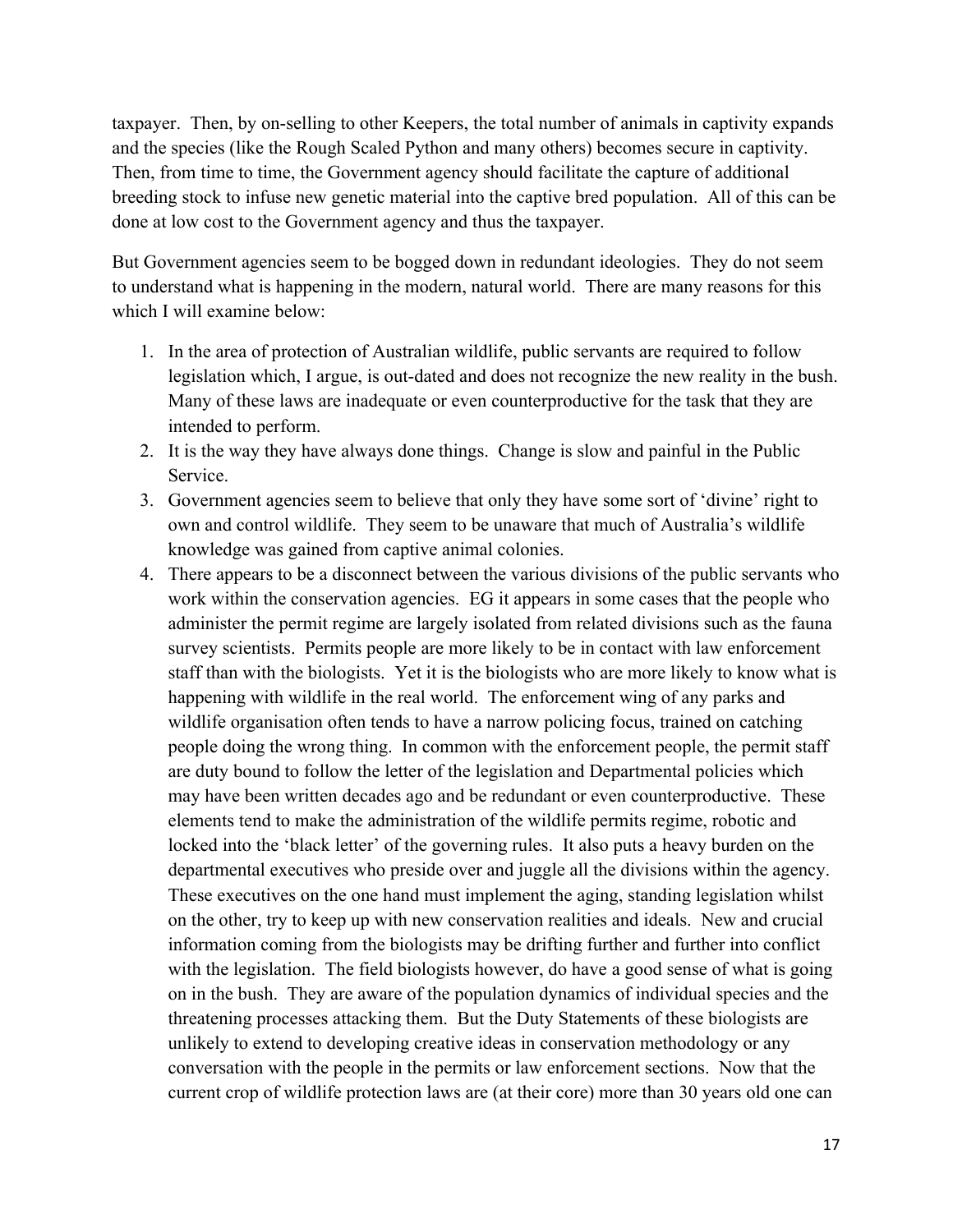taxpayer. Then, by on-selling to other Keepers, the total number of animals in captivity expands and the species (like the Rough Scaled Python and many others) becomes secure in captivity. Then, from time to time, the Government agency should facilitate the capture of additional breeding stock to infuse new genetic material into the captive bred population. All of this can be done at low cost to the Government agency and thus the taxpayer.

But Government agencies seem to be bogged down in redundant ideologies. They do not seem to understand what is happening in the modern, natural world. There are many reasons for this which I will examine below:

1. In the area of protection of Australian wildlife, public servants are required to follow legislation which, I argue, is out-dated and does not recognize the new reality in the bush. Many of these laws are inadequate or even counterproductive for the task that they are intended to perform.
2. It is the way they have always done things. Change is slow and painful in the Public Service.
3. Government agencies seem to believe that only they have some sort of 'divine' right to own and control wildlife. They seem to be unaware that much of Australia's wildlife knowledge was gained from captive animal colonies.
4. There appears to be a disconnect between the various divisions of the public servants who work within the conservation agencies. EG it appears in some cases that the people who administer the permit regime are largely isolated from related divisions such as the fauna survey scientists. Permits people are more likely to be in contact with law enforcement staff than with the biologists. Yet it is the biologists who are more likely to know what is happening with wildlife in the real world. The enforcement wing of any parks and wildlife organisation often tends to have a narrow policing focus, trained on catching people doing the wrong thing. In common with the enforcement people, the permit staff are duty bound to follow the letter of the legislation and Departmental policies which may have been written decades ago and be redundant or even counterproductive. These elements tend to make the administration of the wildlife permits regime, robotic and locked into the 'black letter' of the governing rules. It also puts a heavy burden on the departmental executives who preside over and juggle all the divisions within the agency. These executives on the one hand must implement the aging, standing legislation whilst on the other, try to keep up with new conservation realities and ideals. New and crucial information coming from the biologists may be drifting further and further into conflict with the legislation. The field biologists however, do have a good sense of what is going on in the bush. They are aware of the population dynamics of individual species and the threatening processes attacking them. But the Duty Statements of these biologists are unlikely to extend to developing creative ideas in conservation methodology or any conversation with the people in the permits or law enforcement sections. Now that the current crop of wildlife protection laws are (at their core) more than 30 years old one can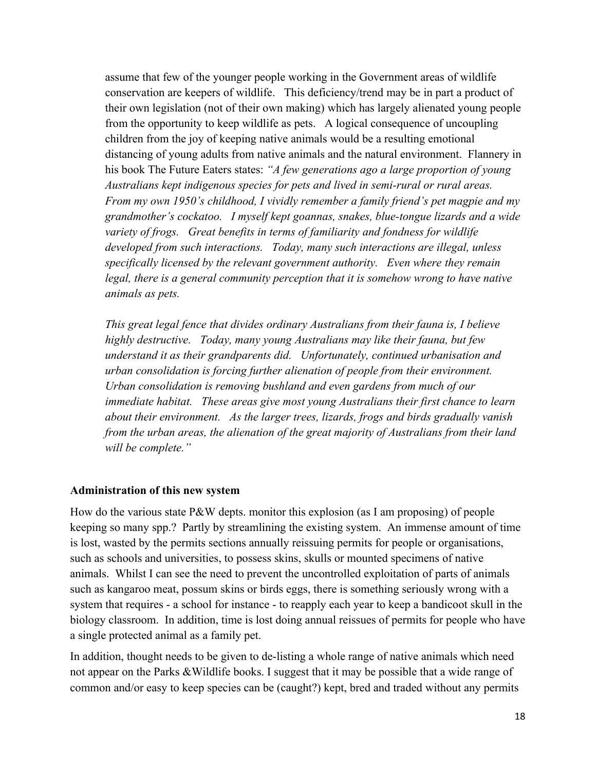assume that few of the younger people working in the Government areas of wildlife conservation are keepers of wildlife. This deficiency/trend may be in part a product of their own legislation (not of their own making) which has largely alienated young people from the opportunity to keep wildlife as pets. A logical consequence of uncoupling children from the joy of keeping native animals would be a resulting emotional distancing of young adults from native animals and the natural environment. Flannery in his book The Future Eaters states: *"A few generations ago a large proportion of young Australians kept indigenous species for pets and lived in semi-rural or rural areas. From my own 1950's childhood, I vividly remember a family friend's pet magpie and my grandmother's cockatoo. I myself kept goannas, snakes, blue-tongue lizards and a wide variety of frogs. Great benefits in terms of familiarity and fondness for wildlife developed from such interactions. Today, many such interactions are illegal, unless specifically licensed by the relevant government authority. Even where they remain legal, there is a general community perception that it is somehow wrong to have native animals as pets.*

*This great legal fence that divides ordinary Australians from their fauna is, I believe highly destructive. Today, many young Australians may like their fauna, but few understand it as their grandparents did. Unfortunately, continued urbanisation and urban consolidation is forcing further alienation of people from their environment. Urban consolidation is removing bushland and even gardens from much of our immediate habitat. These areas give most young Australians their first chance to learn about their environment. As the larger trees, lizards, frogs and birds gradually vanish from the urban areas, the alienation of the great majority of Australians from their land will be complete."*

**Administration of this new system**

How do the various state P&W depts. monitor this explosion (as I am proposing) of people keeping so many spp.? Partly by streamlining the existing system. An immense amount of time is lost, wasted by the permits sections annually reissuing permits for people or organisations, such as schools and universities, to possess skins, skulls or mounted specimens of native animals. Whilst I can see the need to prevent the uncontrolled exploitation of parts of animals such as kangaroo meat, possum skins or birds eggs, there is something seriously wrong with a system that requires - a school for instance - to reapply each year to keep a bandicoot skull in the biology classroom. In addition, time is lost doing annual reissues of permits for people who have a single protected animal as a family pet.

In addition, thought needs to be given to de-listing a whole range of native animals which need not appear on the Parks &Wildlife books. I suggest that it may be possible that a wide range of common and/or easy to keep species can be (caught?) kept, bred and traded without any permits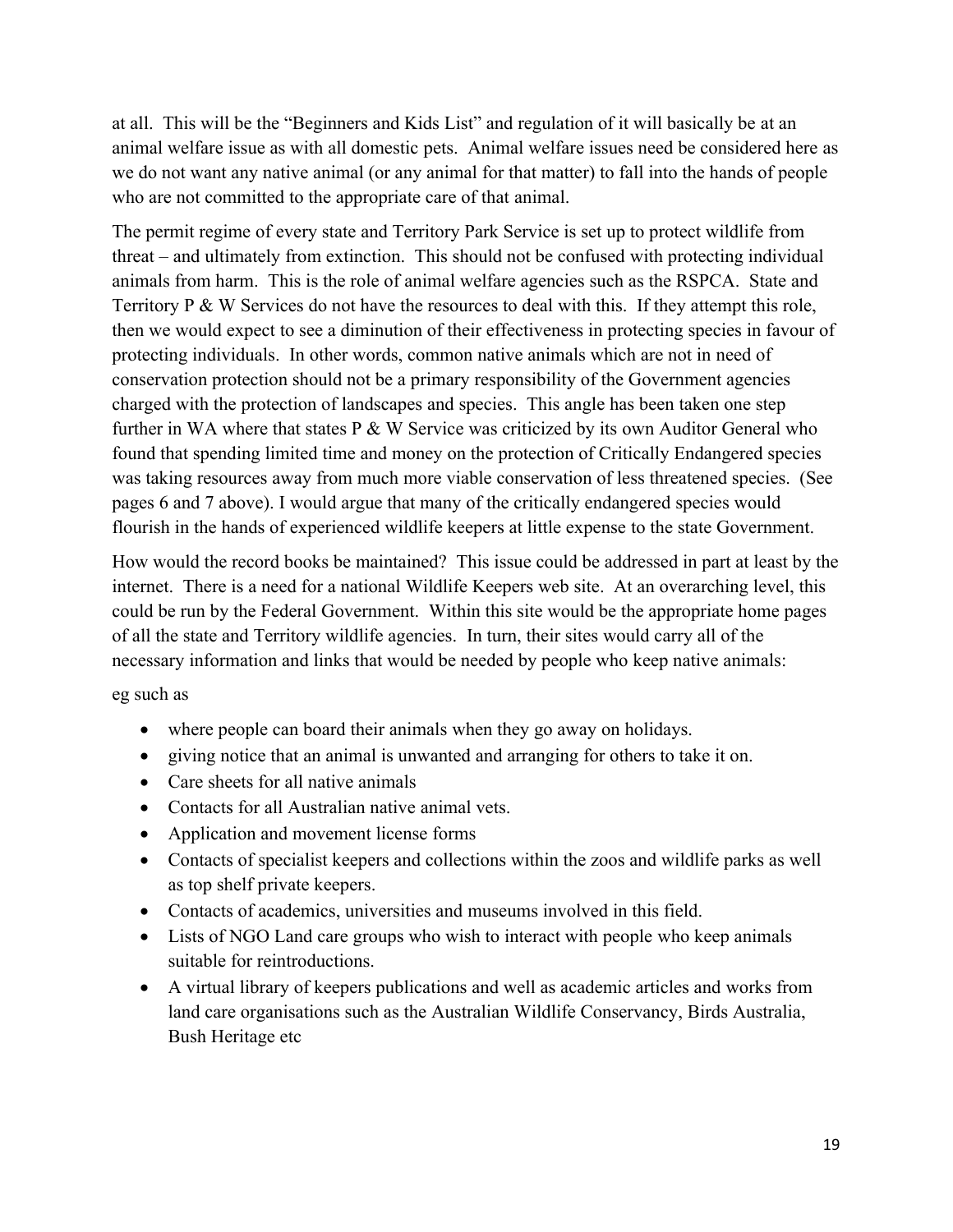at all. This will be the "Beginners and Kids List" and regulation of it will basically be at an animal welfare issue as with all domestic pets. Animal welfare issues need be considered here as we do not want any native animal (or any animal for that matter) to fall into the hands of people who are not committed to the appropriate care of that animal.

The permit regime of every state and Territory Park Service is set up to protect wildlife from threat – and ultimately from extinction. This should not be confused with protecting individual animals from harm. This is the role of animal welfare agencies such as the RSPCA. State and Territory P & W Services do not have the resources to deal with this. If they attempt this role, then we would expect to see a diminution of their effectiveness in protecting species in favour of protecting individuals. In other words, common native animals which are not in need of conservation protection should not be a primary responsibility of the Government agencies charged with the protection of landscapes and species. This angle has been taken one step further in WA where that states P & W Service was criticized by its own Auditor General who found that spending limited time and money on the protection of Critically Endangered species was taking resources away from much more viable conservation of less threatened species. (See pages 6 and 7 above). I would argue that many of the critically endangered species would flourish in the hands of experienced wildlife keepers at little expense to the state Government.

How would the record books be maintained? This issue could be addressed in part at least by the internet. There is a need for a national Wildlife Keepers web site. At an overarching level, this could be run by the Federal Government. Within this site would be the appropriate home pages of all the state and Territory wildlife agencies. In turn, their sites would carry all of the necessary information and links that would be needed by people who keep native animals:

eg such as

- where people can board their animals when they go away on holidays.
- giving notice that an animal is unwanted and arranging for others to take it on.
- Care sheets for all native animals
- Contacts for all Australian native animal vets.
- Application and movement license forms
- Contacts of specialist keepers and collections within the zoos and wildlife parks as well as top shelf private keepers.
- Contacts of academics, universities and museums involved in this field.
- Lists of NGO Land care groups who wish to interact with people who keep animals suitable for reintroductions.
- A virtual library of keepers publications and well as academic articles and works from land care organisations such as the Australian Wildlife Conservancy, Birds Australia, Bush Heritage etc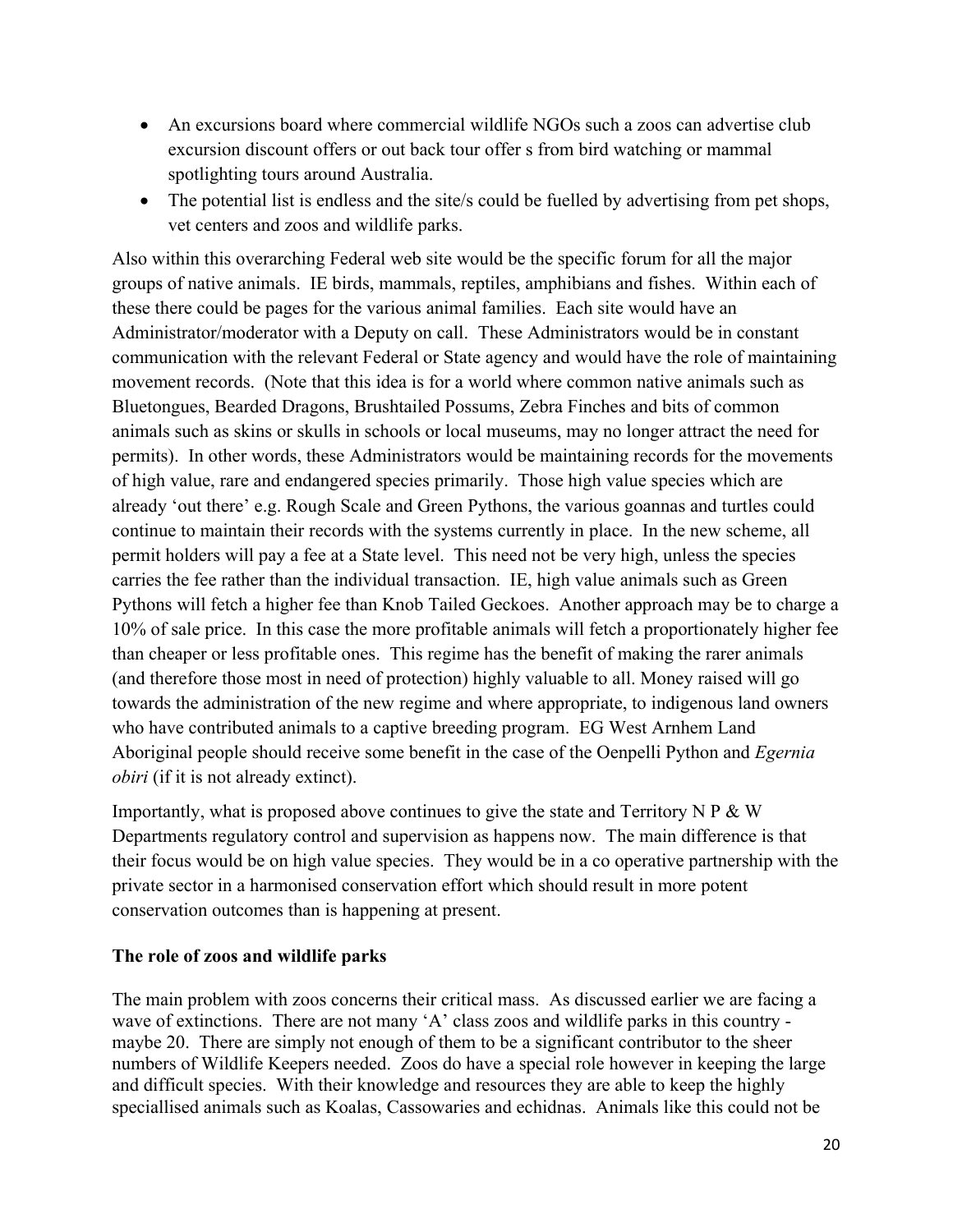- An excursions board where commercial wildlife NGOs such a zoos can advertise club excursion discount offers or out back tour offer s from bird watching or mammal spotlighting tours around Australia.
- The potential list is endless and the site/s could be fuelled by advertising from pet shops, vet centers and zoos and wildlife parks.

Also within this overarching Federal web site would be the specific forum for all the major groups of native animals. IE birds, mammals, reptiles, amphibians and fishes. Within each of these there could be pages for the various animal families. Each site would have an Administrator/moderator with a Deputy on call. These Administrators would be in constant communication with the relevant Federal or State agency and would have the role of maintaining movement records. (Note that this idea is for a world where common native animals such as Bluetongues, Bearded Dragons, Brushtailed Possums, Zebra Finches and bits of common animals such as skins or skulls in schools or local museums, may no longer attract the need for permits). In other words, these Administrators would be maintaining records for the movements of high value, rare and endangered species primarily. Those high value species which are already 'out there' e.g. Rough Scale and Green Pythons, the various goannas and turtles could continue to maintain their records with the systems currently in place. In the new scheme, all permit holders will pay a fee at a State level. This need not be very high, unless the species carries the fee rather than the individual transaction. IE, high value animals such as Green Pythons will fetch a higher fee than Knob Tailed Geckoes. Another approach may be to charge a 10% of sale price. In this case the more profitable animals will fetch a proportionately higher fee than cheaper or less profitable ones. This regime has the benefit of making the rarer animals (and therefore those most in need of protection) highly valuable to all. Money raised will go towards the administration of the new regime and where appropriate, to indigenous land owners who have contributed animals to a captive breeding program. EG West Arnhem Land Aboriginal people should receive some benefit in the case of the Oenpelli Python and *Egernia obiri* (if it is not already extinct).

Importantly, what is proposed above continues to give the state and Territory N P & W Departments regulatory control and supervision as happens now. The main difference is that their focus would be on high value species. They would be in a co operative partnership with the private sector in a harmonised conservation effort which should result in more potent conservation outcomes than is happening at present.

**The role of zoos and wildlife parks**

The main problem with zoos concerns their critical mass. As discussed earlier we are facing a wave of extinctions. There are not many 'A' class zoos and wildlife parks in this country - maybe 20. There are simply not enough of them to be a significant contributor to the sheer numbers of Wildlife Keepers needed. Zoos do have a special role however in keeping the large and difficult species. With their knowledge and resources they are able to keep the highly speciallised animals such as Koalas, Cassowaries and echidnas. Animals like this could not be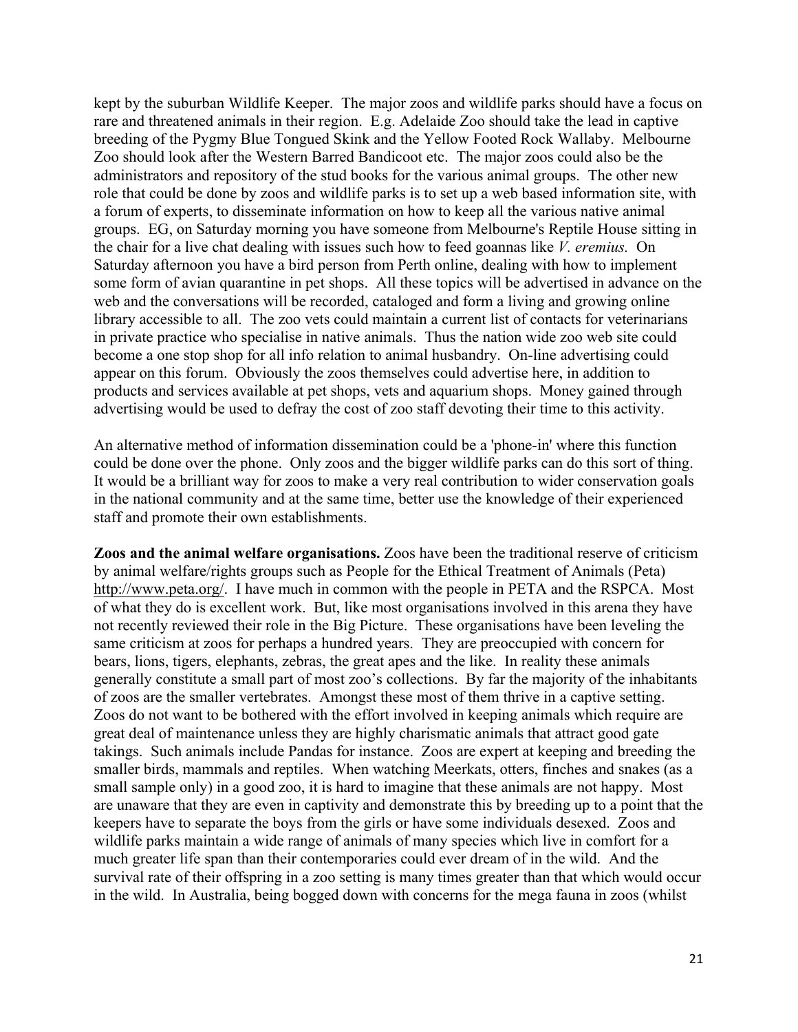kept by the suburban Wildlife Keeper. The major zoos and wildlife parks should have a focus on rare and threatened animals in their region. E.g. Adelaide Zoo should take the lead in captive breeding of the Pygmy Blue Tongued Skink and the Yellow Footed Rock Wallaby. Melbourne Zoo should look after the Western Barred Bandicoot etc. The major zoos could also be the administrators and repository of the stud books for the various animal groups. The other new role that could be done by zoos and wildlife parks is to set up a web based information site, with a forum of experts, to disseminate information on how to keep all the various native animal groups. EG, on Saturday morning you have someone from Melbourne's Reptile House sitting in the chair for a live chat dealing with issues such how to feed goannas like *V. eremius*. On Saturday afternoon you have a bird person from Perth online, dealing with how to implement some form of avian quarantine in pet shops. All these topics will be advertised in advance on the web and the conversations will be recorded, cataloged and form a living and growing online library accessible to all. The zoo vets could maintain a current list of contacts for veterinarians in private practice who specialise in native animals. Thus the nation wide zoo web site could become a one stop shop for all info relation to animal husbandry. On-line advertising could appear on this forum. Obviously the zoos themselves could advertise here, in addition to products and services available at pet shops, vets and aquarium shops. Money gained through advertising would be used to defray the cost of zoo staff devoting their time to this activity.

An alternative method of information dissemination could be a 'phone-in' where this function could be done over the phone. Only zoos and the bigger wildlife parks can do this sort of thing. It would be a brilliant way for zoos to make a very real contribution to wider conservation goals in the national community and at the same time, better use the knowledge of their experienced staff and promote their own establishments.

**Zoos and the animal welfare organisations.** Zoos have been the traditional reserve of criticism by animal welfare/rights groups such as People for the Ethical Treatment of Animals (Peta) http://www.peta.org/. I have much in common with the people in PETA and the RSPCA. Most of what they do is excellent work. But, like most organisations involved in this arena they have not recently reviewed their role in the Big Picture. These organisations have been leveling the same criticism at zoos for perhaps a hundred years. They are preoccupied with concern for bears, lions, tigers, elephants, zebras, the great apes and the like. In reality these animals generally constitute a small part of most zoo's collections. By far the majority of the inhabitants of zoos are the smaller vertebrates. Amongst these most of them thrive in a captive setting. Zoos do not want to be bothered with the effort involved in keeping animals which require are great deal of maintenance unless they are highly charismatic animals that attract good gate takings. Such animals include Pandas for instance. Zoos are expert at keeping and breeding the smaller birds, mammals and reptiles. When watching Meerkats, otters, finches and snakes (as a small sample only) in a good zoo, it is hard to imagine that these animals are not happy. Most are unaware that they are even in captivity and demonstrate this by breeding up to a point that the keepers have to separate the boys from the girls or have some individuals desexed. Zoos and wildlife parks maintain a wide range of animals of many species which live in comfort for a much greater life span than their contemporaries could ever dream of in the wild. And the survival rate of their offspring in a zoo setting is many times greater than that which would occur in the wild. In Australia, being bogged down with concerns for the mega fauna in zoos (whilst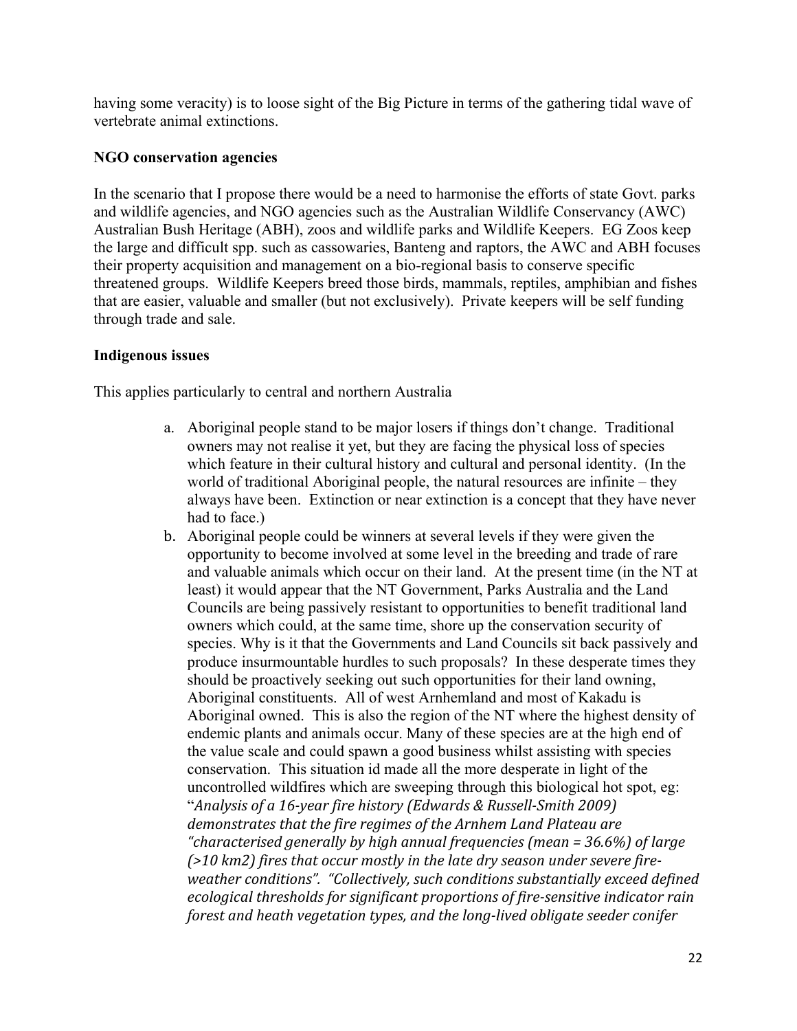having some veracity) is to loose sight of the Big Picture in terms of the gathering tidal wave of vertebrate animal extinctions.

**NGO conservation agencies**

In the scenario that I propose there would be a need to harmonise the efforts of state Govt. parks and wildlife agencies, and NGO agencies such as the Australian Wildlife Conservancy (AWC) Australian Bush Heritage (ABH), zoos and wildlife parks and Wildlife Keepers. EG Zoos keep the large and difficult spp. such as cassowaries, Banteng and raptors, the AWC and ABH focuses their property acquisition and management on a bio-regional basis to conserve specific threatened groups. Wildlife Keepers breed those birds, mammals, reptiles, amphibian and fishes that are easier, valuable and smaller (but not exclusively). Private keepers will be self funding through trade and sale.

**Indigenous issues**

This applies particularly to central and northern Australia

a. Aboriginal people stand to be major losers if things don't change. Traditional owners may not realise it yet, but they are facing the physical loss of species which feature in their cultural history and cultural and personal identity. (In the world of traditional Aboriginal people, the natural resources are infinite – they always have been. Extinction or near extinction is a concept that they have never had to face.)
b. Aboriginal people could be winners at several levels if they were given the opportunity to become involved at some level in the breeding and trade of rare and valuable animals which occur on their land. At the present time (in the NT at least) it would appear that the NT Government, Parks Australia and the Land Councils are being passively resistant to opportunities to benefit traditional land owners which could, at the same time, shore up the conservation security of species. Why is it that the Governments and Land Councils sit back passively and produce insurmountable hurdles to such proposals? In these desperate times they should be proactively seeking out such opportunities for their land owning, Aboriginal constituents. All of west Arnhemland and most of Kakadu is Aboriginal owned. This is also the region of the NT where the highest density of endemic plants and animals occur. Many of these species are at the high end of the value scale and could spawn a good business whilst assisting with species conservation. This situation id made all the more desperate in light of the uncontrolled wildfires which are sweeping through this biological hot spot, eg: "*Analysis of a 16-year fire history (Edwards & Russell-Smith 2009) demonstrates that the fire regimes of the Arnhem Land Plateau are "characterised generally by high annual frequencies (mean = 36.6%) of large (>10 km2) fires that occur mostly in the late dry season under severe fire-weather conditions". "Collectively, such conditions substantially exceed defined ecological thresholds for significant proportions of fire-sensitive indicator rain forest and heath vegetation types, and the long-lived obligate seeder conifer*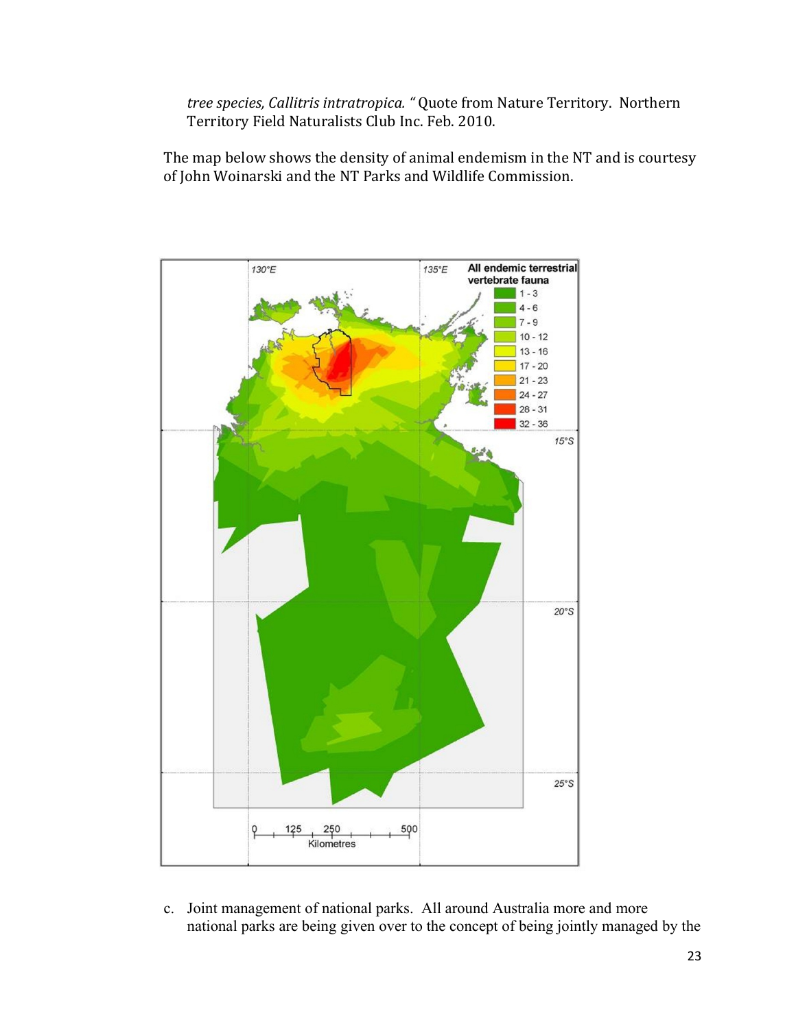*tree species, Callitris intratropica.* " Quote from Nature Territory. Northern Territory Field Naturalists Club Inc. Feb. 2010.

The map below shows the density of animal endemism in the NT and is courtesy of John Woinarski and the NT Parks and Wildlife Commission.

c. Joint management of national parks. All around Australia more and more national parks are being given over to the concept of being jointly managed by the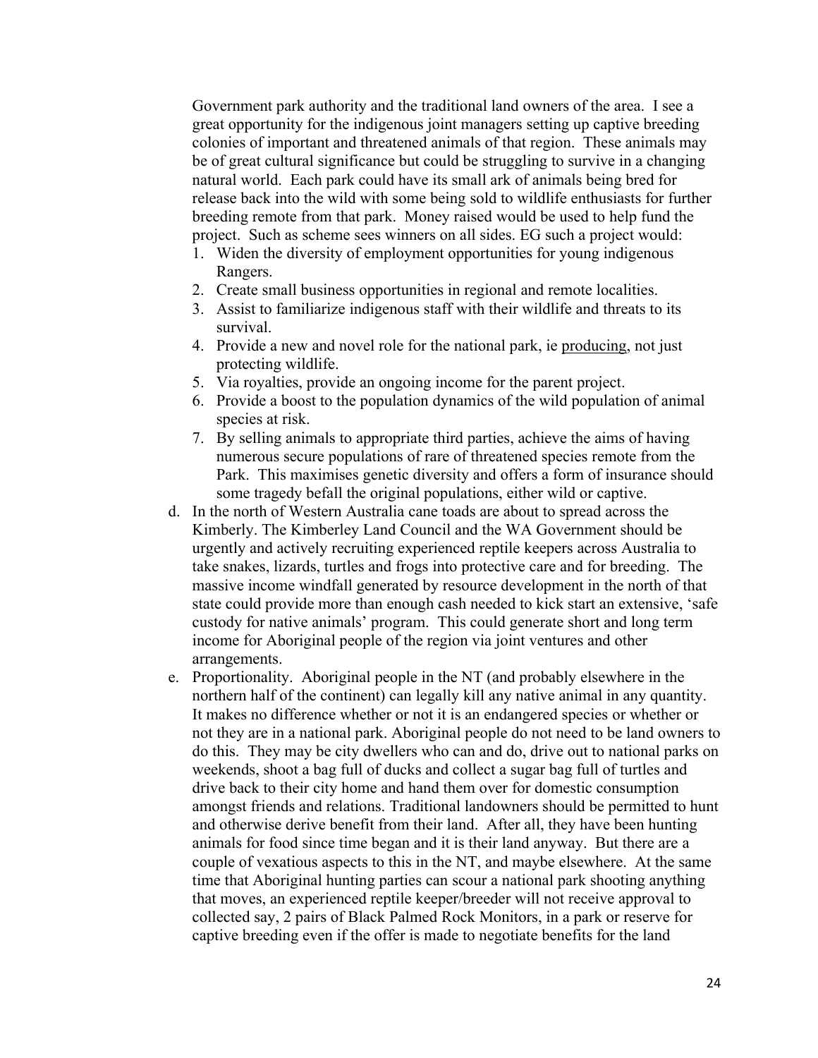Government park authority and the traditional land owners of the area. I see a great opportunity for the indigenous joint managers setting up captive breeding colonies of important and threatened animals of that region. These animals may be of great cultural significance but could be struggling to survive in a changing natural world. Each park could have its small ark of animals being bred for release back into the wild with some being sold to wildlife enthusiasts for further breeding remote from that park. Money raised would be used to help fund the project. Such as scheme sees winners on all sides. EG such a project would:

1. Widen the diversity of employment opportunities for young indigenous Rangers.
2. Create small business opportunities in regional and remote localities.
3. Assist to familiarize indigenous staff with their wildlife and threats to its survival.
4. Provide a new and novel role for the national park, ie <u>producing</u>, not just protecting wildlife.
5. Via royalties, provide an ongoing income for the parent project.
6. Provide a boost to the population dynamics of the wild population of animal species at risk.
7. By selling animals to appropriate third parties, achieve the aims of having numerous secure populations of rare of threatened species remote from the Park. This maximises genetic diversity and offers a form of insurance should some tragedy befall the original populations, either wild or captive.

d. In the north of Western Australia cane toads are about to spread across the Kimbery. The Kimberley Land Council and the WA Government should be urgently and actively recruiting experienced reptile keepers across Australia to take snakes, lizards, turtles and frogs into protective care and for breeding. The massive income windfall generated by resource development in the north of that state could provide more than enough cash needed to kick start an extensive, 'safe custody for native animals' program. This could generate short and long term income for Aboriginal people of the region via joint ventures and other arrangements.

e. Proportionality. Aboriginal people in the NT (and probably elsewhere in the northern half of the continent) can legally kill any native animal in any quantity. It makes no difference whether or not it is an endangered species or whether or not they are in a national park. Aboriginal people do not need to be land owners to do this. They may be city dwellers who can and do, drive out to national parks on weekends, shoot a bag full of ducks and collect a sugar bag full of turtles and drive back to their city home and hand them over for domestic consumption amongst friends and relations. Traditional landowners should be permitted to hunt and otherwise derive benefit from their land. After all, they have been hunting animals for food since time began and it is their land anyway. But there are a couple of vexatious aspects to this in the NT, and maybe elsewhere. At the same time that Aboriginal hunting parties can scour a national park shooting anything that moves, an experienced reptile keeper/breeder will not receive approval to collected say, 2 pairs of Black Palmed Rock Monitors, in a park or reserve for captive breeding even if the offer is made to negotiate benefits for the land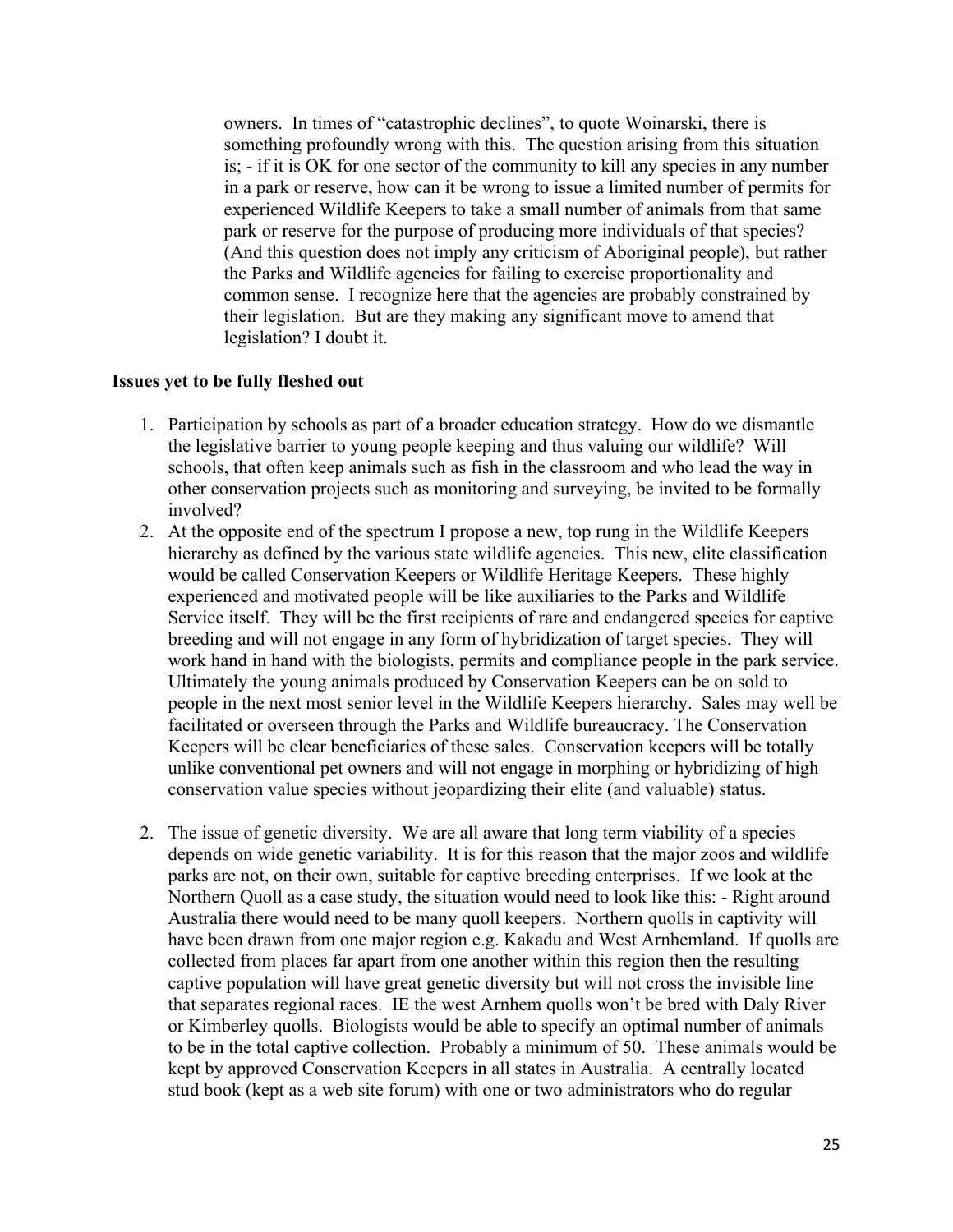owners. In times of "catastrophic declines", to quote Woinarski, there is something profoundly wrong with this. The question arising from this situation is; - if it is OK for one sector of the community to kill any species in any number in a park or reserve, how can it be wrong to issue a limited number of permits for experienced Wildlife Keepers to take a small number of animals from that same park or reserve for the purpose of producing more individuals of that species? (And this question does not imply any criticism of Aboriginal people), but rather the Parks and Wildlife agencies for failing to exercise proportionality and common sense. I recognize here that the agencies are probably constrained by their legislation. But are they making any significant move to amend that legislation? I doubt it.

**Issues yet to be fully fleshed out**

1. Participation by schools as part of a broader education strategy. How do we dismantle the legislative barrier to young people keeping and thus valuing our wildlife? Will schools, that often keep animals such as fish in the classroom and who lead the way in other conservation projects such as monitoring and surveying, be invited to be formally involved?
2. At the opposite end of the spectrum I propose a new, top rung in the Wildlife Keepers hierarchy as defined by the various state wildlife agencies. This new, elite classification would be called Conservation Keepers or Wildlife Heritage Keepers. These highly experienced and motivated people will be like auxiliaries to the Parks and Wildlife Service itself. They will be the first recipients of rare and endangered species for captive breeding and will not engage in any form of hybridization of target species. They will work hand in hand with the biologists, permits and compliance people in the park service. Ultimately the young animals produced by Conservation Keepers can be on sold to people in the next most senior level in the Wildlife Keepers hierarchy. Sales may well be facilitated or overseen through the Parks and Wildlife bureaucracy. The Conservation Keepers will be clear beneficiaries of these sales. Conservation keepers will be totally unlike conventional pet owners and will not engage in morphing or hybridizing of high conservation value species without jeopardizing their elite (and valuable) status.

2. The issue of genetic diversity. We are all aware that long term viability of a species depends on wide genetic variability. It is for this reason that the major zoos and wildlife parks are not, on their own, suitable for captive breeding enterprises. If we look at the Northern Quoll as a case study, the situation would need to look like this: - Right around Australia there would need to be many quoll keepers. Northern quolls in captivity will have been drawn from one major region e.g. Kakadu and West Arnhemland. If quolls are collected from places far apart from one another within this region then the resulting captive population will have great genetic diversity but will not cross the invisible line that separates regional races. IE the west Arnhem quolls won't be bred with Daly River or Kimberley quolls. Biologists would be able to specify an optimal number of animals to be in the total captive collection. Probably a minimum of 50. These animals would be kept by approved Conservation Keepers in all states in Australia. A centrally located stud book (kept as a web site forum) with one or two administrators who do regular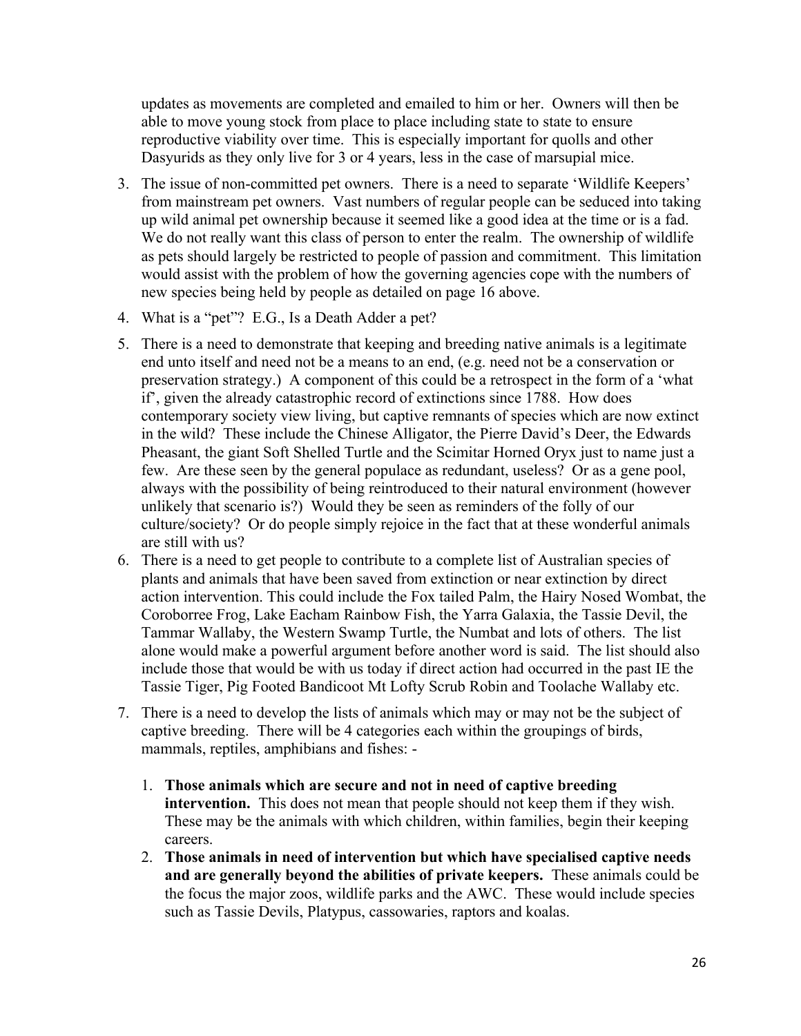updates as movements are completed and emailed to him or her. Owners will then be able to move young stock from place to place including state to state to ensure reproductive viability over time. This is especially important for quolls and other Dasyurids as they only live for 3 or 4 years, less in the case of marsupial mice.

3. The issue of non-committed pet owners. There is a need to separate 'Wildlife Keepers' from mainstream pet owners. Vast numbers of regular people can be seduced into taking up wild animal pet ownership because it seemed like a good idea at the time or is a fad. We do not really want this class of person to enter the realm. The ownership of wildlife as pets should largely be restricted to people of passion and commitment. This limitation would assist with the problem of how the governing agencies cope with the numbers of new species being held by people as detailed on page 16 above.
4. What is a "pet"? E.G., Is a Death Adder a pet?
5. There is a need to demonstrate that keeping and breeding native animals is a legitimate end unto itself and need not be a means to an end, (e.g. need not be a conservation or preservation strategy.) A component of this could be a retrospect in the form of a 'what if', given the already catastrophic record of extinctions since 1788. How does contemporary society view living, but captive remnants of species which are now extinct in the wild? These include the Chinese Alligator, the Pierre David's Deer, the Edwards Pheasant, the giant Soft Shelled Turtle and the Scimitar Horned Oryx just to name just a few. Are these seen by the general populace as redundant, useless? Or as a gene pool, always with the possibility of being reintroduced to their natural environment (however unlikely that scenario is?) Would they be seen as reminders of the folly of our culture/society? Or do people simply rejoice in the fact that at these wonderful animals are still with us?
6. There is a need to get people to contribute to a complete list of Australian species of plants and animals that have been saved from extinction or near extinction by direct action intervention. This could include the Fox tailed Palm, the Hairy Nosed Wombat, the Coroborree Frog, Lake Eacham Rainbow Fish, the Yarra Galaxia, the Tassie Devil, the Tammar Wallaby, the Western Swamp Turtle, the Numbat and lots of others. The list alone would make a powerful argument before another word is said. The list should also include those that would be with us today if direct action had occurred in the past IE the Tassie Tiger, Pig Footed Bandicoot Mt Lofty Scrub Robin and Toolache Wallaby etc.
7. There is a need to develop the lists of animals which may or may not be the subject of captive breeding. There will be 4 categories each within the groupings of birds, mammals, reptiles, amphibians and fishes: -
   1. **Those animals which are secure and not in need of captive breeding intervention.** This does not mean that people should not keep them if they wish. These may be the animals with which children, within families, begin their keeping careers.
   2. **Those animals in need of intervention but which have specialised captive needs and are generally beyond the abilities of private keepers.** These animals could be the focus the major zoos, wildlife parks and the AWC. These would include species such as Tassie Devils, Platypus, cassowaries, raptors and koalas.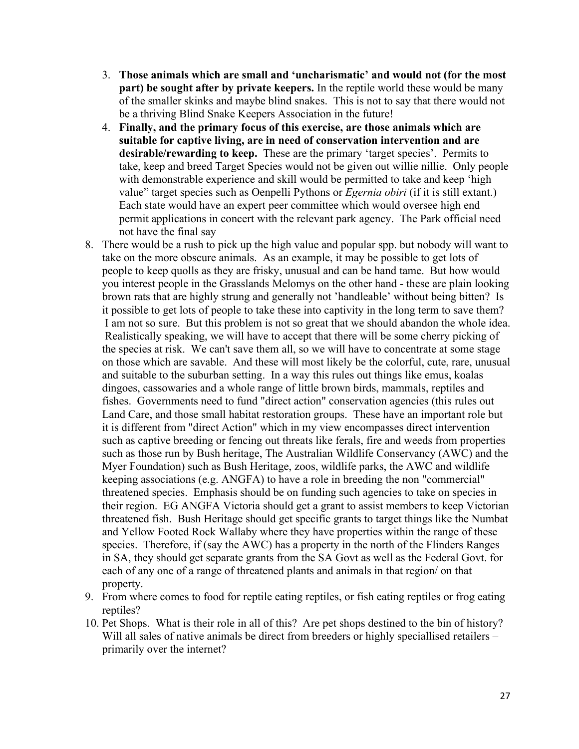3. **Those animals which are small and 'uncharismatic' and would not (for the most part) be sought after by private keepers.** In the reptile world these would be many of the smaller skinks and maybe blind snakes. This is not to say that there would not be a thriving Blind Snake Keepers Association in the future!
4. **Finally, and the primary focus of this exercise, are those animals which are suitable for captive living, are in need of conservation intervention and are desirable/rewarding to keep.** These are the primary 'target species'. Permits to take, keep and breed Target Species would not be given out willie nillie. Only people with demonstrable experience and skill would be permitted to take and keep 'high value" target species such as Oenpelli Pythons or *Egernia obiri* (if it is still extant.) Each state would have an expert peer committee which would oversee high end permit applications in concert with the relevant park agency. The Park official need not have the final say

8. There would be a rush to pick up the high value and popular spp. but nobody will want to take on the more obscure animals. As an example, it may be possible to get lots of people to keep quolls as they are frisky, unusual and can be hand tame. But how would you interest people in the Grasslands Melomys on the other hand - these are plain looking brown rats that are highly strung and generally not 'handleable' without being bitten? Is it possible to get lots of people to take these into captivity in the long term to save them? I am not so sure. But this problem is not so great that we should abandon the whole idea. Realistically speaking, we will have to accept that there will be some cherry picking of the species at risk. We can't save them all, so we will have to concentrate at some stage on those which are savable. And these will most likely be the colorful, cute, rare, unusual and suitable to the suburban setting. In a way this rules out things like emus, koalas dingoes, cassowaries and a whole range of little brown birds, mammals, reptiles and fishes. Governments need to fund "direct action" conservation agencies (this rules out Land Care, and those small habitat restoration groups. These have an important role but it is different from "direct Action" which in my view encompasses direct intervention such as captive breeding or fencing out threats like ferals, fire and weeds from properties such as those run by Bush heritage, The Australian Wildlife Conservancy (AWC) and the Myer Foundation) such as Bush Heritage, zoos, wildlife parks, the AWC and wildlife keeping associations (e.g. ANGFA) to have a role in breeding the non "commercial" threatened species. Emphasis should be on funding such agencies to take on species in their region. EG ANGFA Victoria should get a grant to assist members to keep Victorian threatened fish. Bush Heritage should get specific grants to target things like the Numbat and Yellow Footed Rock Wallaby where they have properties within the range of these species. Therefore, if (say the AWC) has a property in the north of the Flinders Ranges in SA, they should get separate grants from the SA Govt as well as the Federal Govt. for each of any one of a range of threatened plants and animals in that region/ on that property.
9. From where comes to food for reptile eating reptiles, or fish eating reptiles or frog eating reptiles?
10. Pet Shops. What is their role in all of this? Are pet shops destined to the bin of history? Will all sales of native animals be direct from breeders or highly speciallised retailers – primarily over the internet?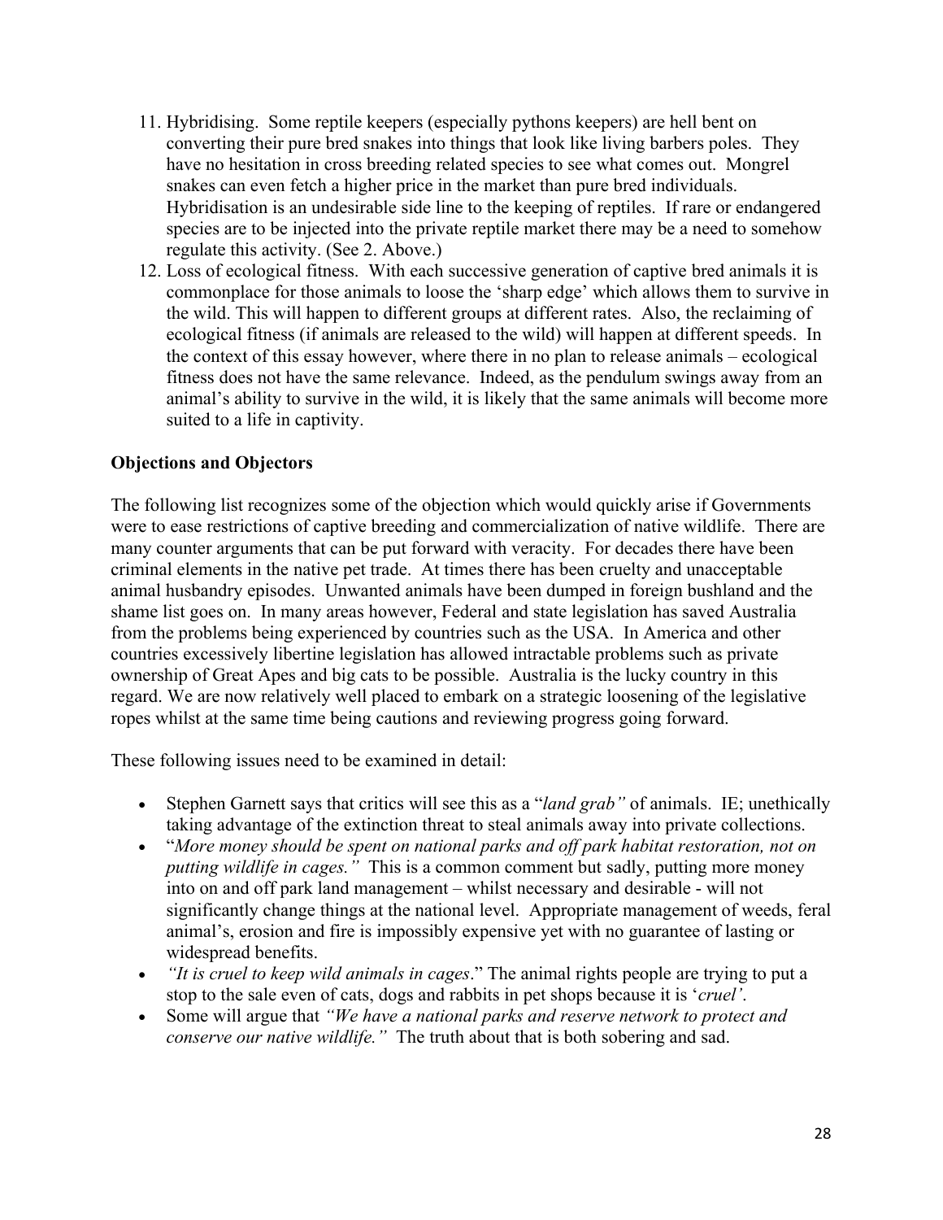11. Hybridising. Some reptile keepers (especially pythons keepers) are hell bent on converting their pure bred snakes into things that look like living barbers poles. They have no hesitation in cross breeding related species to see what comes out. Mongrel snakes can even fetch a higher price in the market than pure bred individuals. Hybridisation is an undesirable side line to the keeping of reptiles. If rare or endangered species are to be injected into the private reptile market there may be a need to somehow regulate this activity. (See 2. Above.)
12. Loss of ecological fitness. With each successive generation of captive bred animals it is commonplace for those animals to loose the 'sharp edge' which allows them to survive in the wild. This will happen to different groups at different rates. Also, the reclaiming of ecological fitness (if animals are released to the wild) will happen at different speeds. In the context of this essay however, where there in no plan to release animals – ecological fitness does not have the same relevance. Indeed, as the pendulum swings away from an animal's ability to survive in the wild, it is likely that the same animals will become more suited to a life in captivity.

**Objections and Objectors**

The following list recognizes some of the objection which would quickly arise if Governments were to ease restrictions of captive breeding and commercialization of native wildlife. There are many counter arguments that can be put forward with veracity. For decades there have been criminal elements in the native pet trade. At times there has been cruelty and unacceptable animal husbandry episodes. Unwanted animals have been dumped in foreign bushland and the shame list goes on. In many areas however, Federal and state legislation has saved Australia from the problems being experienced by countries such as the USA. In America and other countries excessively libertine legislation has allowed intractable problems such as private ownership of Great Apes and big cats to be possible. Australia is the lucky country in this regard. We are now relatively well placed to embark on a strategic loosening of the legislative ropes whilst at the same time being cautions and reviewing progress going forward.

These following issues need to be examined in detail:

- Stephen Garnett says that critics will see this as a "*land grab"* of animals. IE; unethically taking advantage of the extinction threat to steal animals away into private collections.
- "*More money should be spent on national parks and off park habitat restoration, not on putting wildlife in cages."* This is a common comment but sadly, putting more money into on and off park land management – whilst necessary and desirable - will not significantly change things at the national level. Appropriate management of weeds, feral animal's, erosion and fire is impossibly expensive yet with no guarantee of lasting or widespread benefits.
- *"It is cruel to keep wild animals in cages*." The animal rights people are trying to put a stop to the sale even of cats, dogs and rabbits in pet shops because it is '*cruel'*.
- Some will argue that *"We have a national parks and reserve network to protect and conserve our native wildlife."* The truth about that is both sobering and sad.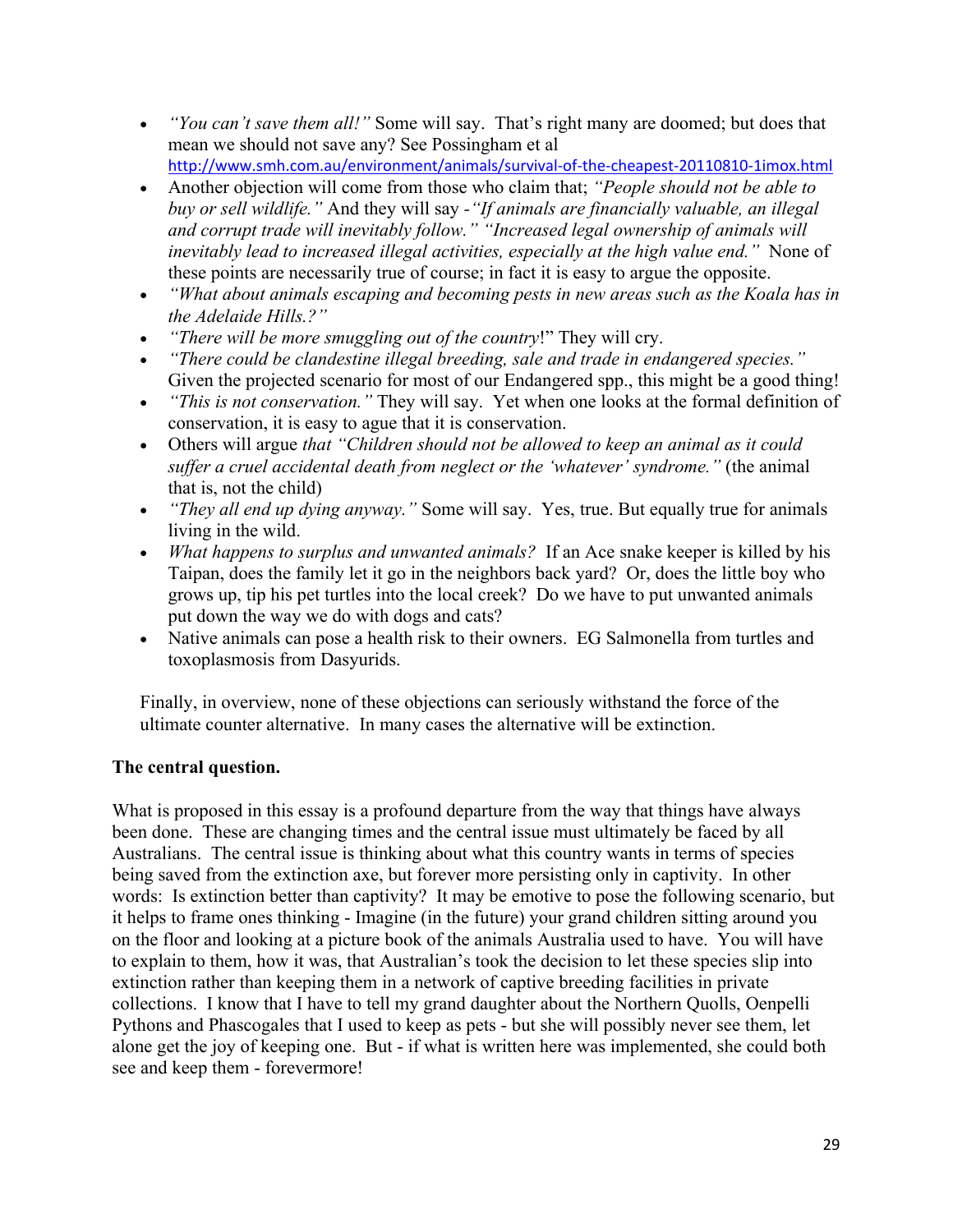- *"You can't save them all!"* Some will say. That's right many are doomed; but does that mean we should not save any? See Possingham et al http://www.smh.com.au/environment/animals/survival-of-the-cheapest-20110810-1imox.html
- Another objection will come from those who claim that; *"People should not be able to buy or sell wildlife."* And they will say -*"If animals are financially valuable, an illegal and corrupt trade will inevitably follow." "Increased legal ownership of animals will inevitably lead to increased illegal activities, especially at the high value end."* None of these points are necessarily true of course; in fact it is easy to argue the opposite.
- *"What about animals escaping and becoming pests in new areas such as the Koala has in the Adelaide Hills.?"*
- *"There will be more smuggling out of the country*!" They will cry.
- *"There could be clandestine illegal breeding, sale and trade in endangered species."* Given the projected scenario for most of our Endangered spp., this might be a good thing!
- *"This is not conservation."* They will say. Yet when one looks at the formal definition of conservation, it is easy to ague that it is conservation.
- Others will argue *that "Children should not be allowed to keep an animal as it could suffer a cruel accidental death from neglect or the 'whatever' syndrome."* (the animal that is, not the child)
- *"They all end up dying anyway."* Some will say. Yes, true. But equally true for animals living in the wild.
- *What happens to surplus and unwanted animals?* If an Ace snake keeper is killed by his Taipan, does the family let it go in the neighbors back yard? Or, does the little boy who grows up, tip his pet turtles into the local creek? Do we have to put unwanted animals put down the way we do with dogs and cats?
- Native animals can pose a health risk to their owners. EG Salmonella from turtles and toxoplasmosis from Dasyurids.

Finally, in overview, none of these objections can seriously withstand the force of the ultimate counter alternative. In many cases the alternative will be extinction.

**The central question.**

What is proposed in this essay is a profound departure from the way that things have always been done. These are changing times and the central issue must ultimately be faced by all Australians. The central issue is thinking about what this country wants in terms of species being saved from the extinction axe, but forever more persisting only in captivity. In other words: Is extinction better than captivity? It may be emotive to pose the following scenario, but it helps to frame ones thinking - Imagine (in the future) your grand children sitting around you on the floor and looking at a picture book of the animals Australia used to have. You will have to explain to them, how it was, that Australian's took the decision to let these species slip into extinction rather than keeping them in a network of captive breeding facilities in private collections. I know that I have to tell my grand daughter about the Northern Quolls, Oenpelli Pythons and Phascogales that I used to keep as pets - but she will possibly never see them, let alone get the joy of keeping one. But - if what is written here was implemented, she could both see and keep them - forevermore!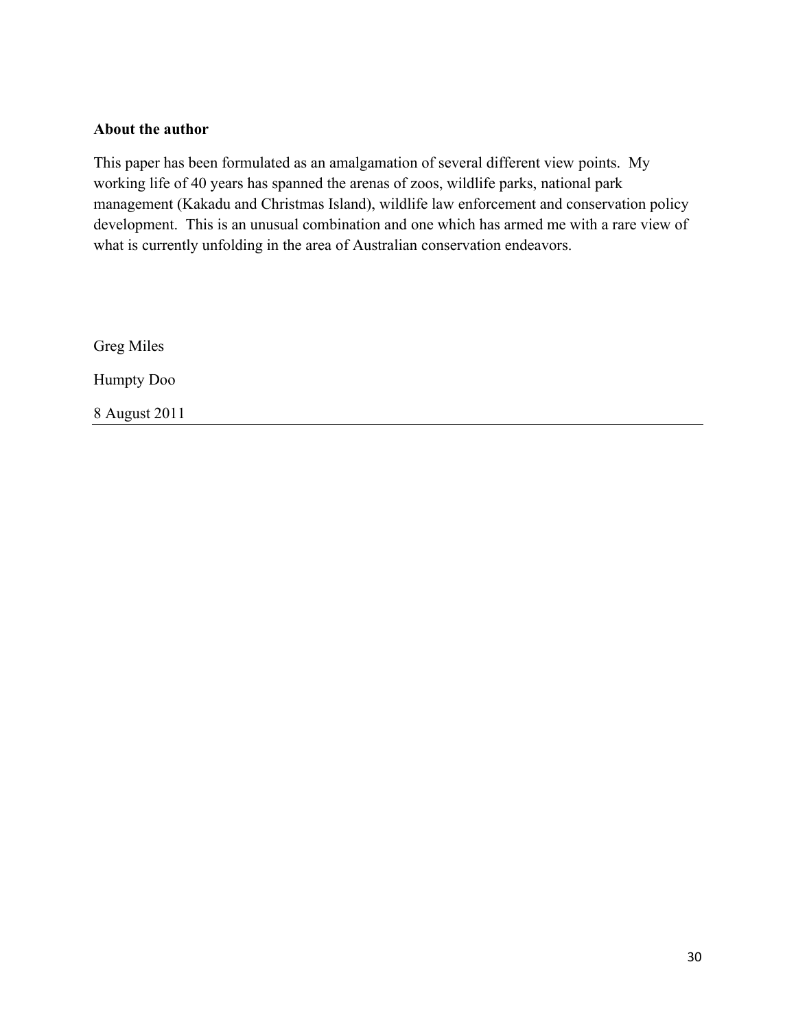**About the author**

This paper has been formulated as an amalgamation of several different view points. My working life of 40 years has spanned the arenas of zoos, wildlife parks, national park management (Kakadu and Christmas Island), wildlife law enforcement and conservation policy development. This is an unusual combination and one which has armed me with a rare view of what is currently unfolding in the area of Australian conservation endeavors.

Greg Miles

Humpty Doo

8 August 2011